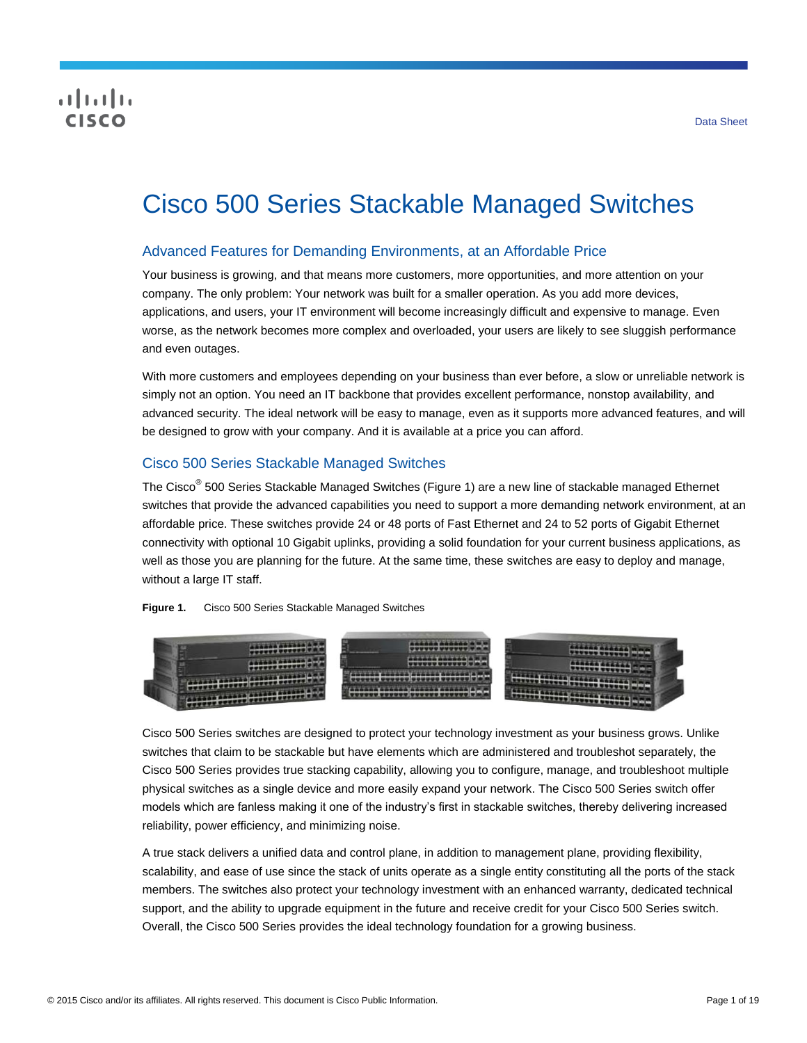# Cisco 500 Series Stackable Managed Switches

## Advanced Features for Demanding Environments, at an Affordable Price

Your business is growing, and that means more customers, more opportunities, and more attention on your company. The only problem: Your network was built for a smaller operation. As you add more devices, applications, and users, your IT environment will become increasingly difficult and expensive to manage. Even worse, as the network becomes more complex and overloaded, your users are likely to see sluggish performance and even outages.

With more customers and employees depending on your business than ever before, a slow or unreliable network is simply not an option. You need an IT backbone that provides excellent performance, nonstop availability, and advanced security. The ideal network will be easy to manage, even as it supports more advanced features, and will be designed to grow with your company. And it is available at a price you can afford.

## Cisco 500 Series Stackable Managed Switches

The Cisco® 500 Series Stackable Managed Switches (Figure 1) are a new line of stackable managed Ethernet switches that provide the advanced capabilities you need to support a more demanding network environment, at an affordable price. These switches provide 24 or 48 ports of Fast Ethernet and 24 to 52 ports of Gigabit Ethernet connectivity with optional 10 Gigabit uplinks, providing a solid foundation for your current business applications, as well as those you are planning for the future. At the same time, these switches are easy to deploy and manage, without a large IT staff.

**Figure 1.** Cisco 500 Series Stackable Managed Switches

Cisco 500 Series switches are designed to protect your technology investment as your business grows. Unlike switches that claim to be stackable but have elements which are administered and troubleshot separately, the Cisco 500 Series provides true stacking capability, allowing you to configure, manage, and troubleshoot multiple physical switches as a single device and more easily expand your network. The Cisco 500 Series switch offer models which are fanless making it one of the industry's first in stackable switches, thereby delivering increased reliability, power efficiency, and minimizing noise.

A true stack delivers a unified data and control plane, in addition to management plane, providing flexibility, scalability, and ease of use since the stack of units operate as a single entity constituting all the ports of the stack members. The switches also protect your technology investment with an enhanced warranty, dedicated technical support, and the ability to upgrade equipment in the future and receive credit for your Cisco 500 Series switch. Overall, the Cisco 500 Series provides the ideal technology foundation for a growing business.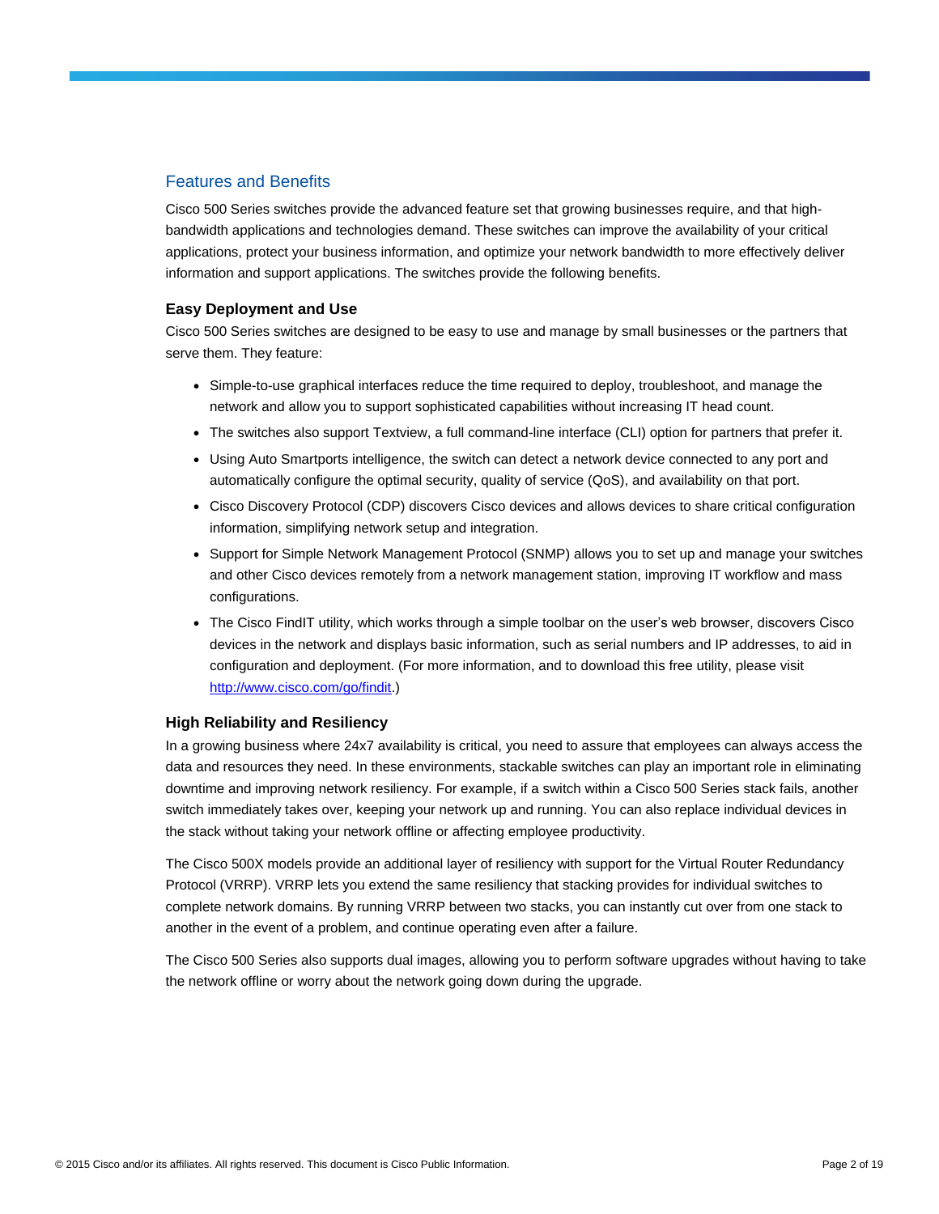## Features and Benefits

Cisco 500 Series switches provide the advanced feature set that growing businesses require, and that high-bandwidth applications and technologies demand. These switches can improve the availability of your critical applications, protect your business information, and optimize your network bandwidth to more effectively deliver information and support applications. The switches provide the following benefits.

### Easy Deployment and Use

Cisco 500 Series switches are designed to be easy to use and manage by small businesses or the partners that serve them. They feature:

- Simple-to-use graphical interfaces reduce the time required to deploy, troubleshoot, and manage the network and allow you to support sophisticated capabilities without increasing IT head count.
- The switches also support Textview, a full command-line interface (CLI) option for partners that prefer it.
- Using Auto Smartports intelligence, the switch can detect a network device connected to any port and automatically configure the optimal security, quality of service (QoS), and availability on that port.
- Cisco Discovery Protocol (CDP) discovers Cisco devices and allows devices to share critical configuration information, simplifying network setup and integration.
- Support for Simple Network Management Protocol (SNMP) allows you to set up and manage your switches and other Cisco devices remotely from a network management station, improving IT workflow and mass configurations.
- The Cisco FindIT utility, which works through a simple toolbar on the user's web browser, discovers Cisco devices in the network and displays basic information, such as serial numbers and IP addresses, to aid in configuration and deployment. (For more information, and to download this free utility, please visit [http://www.cisco.com/go/findit](http://www.cisco.com/go/findit).)

### High Reliability and Resiliency

In a growing business where 24x7 availability is critical, you need to assure that employees can always access the data and resources they need. In these environments, stackable switches can play an important role in eliminating downtime and improving network resiliency. For example, if a switch within a Cisco 500 Series stack fails, another switch immediately takes over, keeping your network up and running. You can also replace individual devices in the stack without taking your network offline or affecting employee productivity.

The Cisco 500X models provide an additional layer of resiliency with support for the Virtual Router Redundancy Protocol (VRRP). VRRP lets you extend the same resiliency that stacking provides for individual switches to complete network domains. By running VRRP between two stacks, you can instantly cut over from one stack to another in the event of a problem, and continue operating even after a failure.

The Cisco 500 Series also supports dual images, allowing you to perform software upgrades without having to take the network offline or worry about the network going down during the upgrade.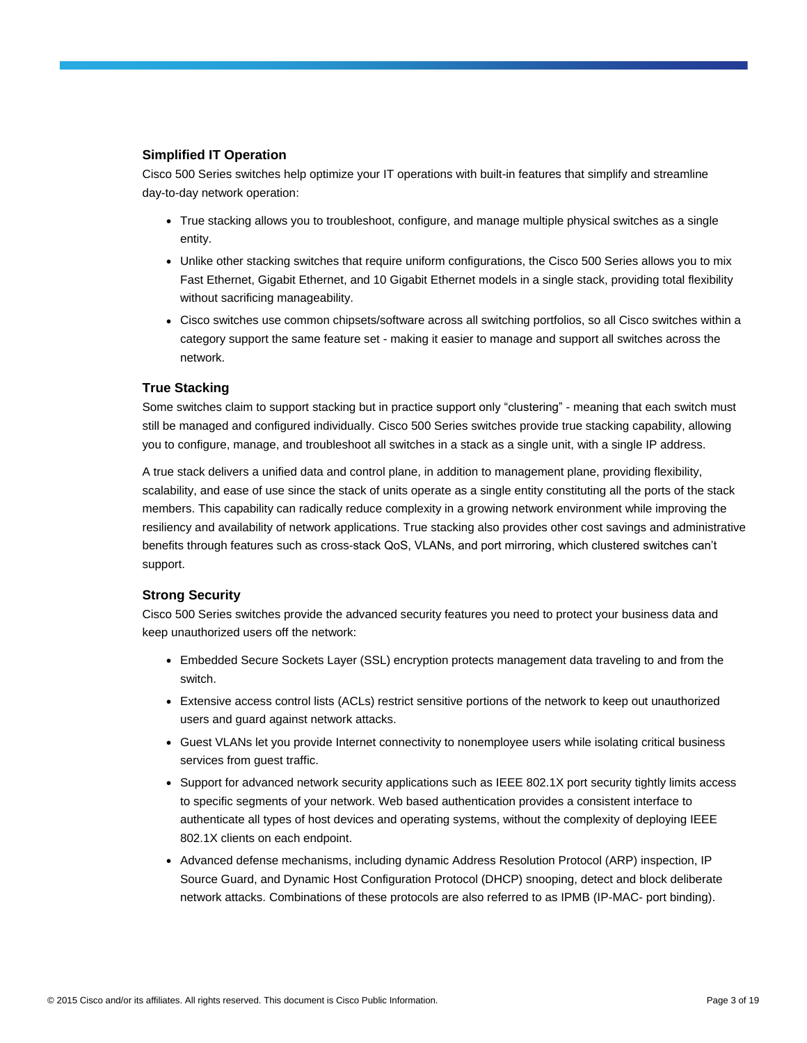### Simplified IT Operation

Cisco 500 Series switches help optimize your IT operations with built-in features that simplify and streamline day-to-day network operation:

- True stacking allows you to troubleshoot, configure, and manage multiple physical switches as a single entity.
- Unlike other stacking switches that require uniform configurations, the Cisco 500 Series allows you to mix Fast Ethernet, Gigabit Ethernet, and 10 Gigabit Ethernet models in a single stack, providing total flexibility without sacrificing manageability.
- Cisco switches use common chipsets/software across all switching portfolios, so all Cisco switches within a category support the same feature set - making it easier to manage and support all switches across the network.

### True Stacking

Some switches claim to support stacking but in practice support only “clustering” - meaning that each switch must still be managed and configured individually. Cisco 500 Series switches provide true stacking capability, allowing you to configure, manage, and troubleshoot all switches in a stack as a single unit, with a single IP address.

A true stack delivers a unified data and control plane, in addition to management plane, providing flexibility, scalability, and ease of use since the stack of units operate as a single entity constituting all the ports of the stack members. This capability can radically reduce complexity in a growing network environment while improving the resiliency and availability of network applications. True stacking also provides other cost savings and administrative benefits through features such as cross-stack QoS, VLANs, and port mirroring, which clustered switches can’t support.

### Strong Security

Cisco 500 Series switches provide the advanced security features you need to protect your business data and keep unauthorized users off the network:

- Embedded Secure Sockets Layer (SSL) encryption protects management data traveling to and from the switch.
- Extensive access control lists (ACLs) restrict sensitive portions of the network to keep out unauthorized users and guard against network attacks.
- Guest VLANs let you provide Internet connectivity to nonemployee users while isolating critical business services from guest traffic.
- Support for advanced network security applications such as IEEE 802.1X port security tightly limits access to specific segments of your network. Web based authentication provides a consistent interface to authenticate all types of host devices and operating systems, without the complexity of deploying IEEE 802.1X clients on each endpoint.
- Advanced defense mechanisms, including dynamic Address Resolution Protocol (ARP) inspection, IP Source Guard, and Dynamic Host Configuration Protocol (DHCP) snooping, detect and block deliberate network attacks. Combinations of these protocols are also referred to as IPMB (IP-MAC- port binding).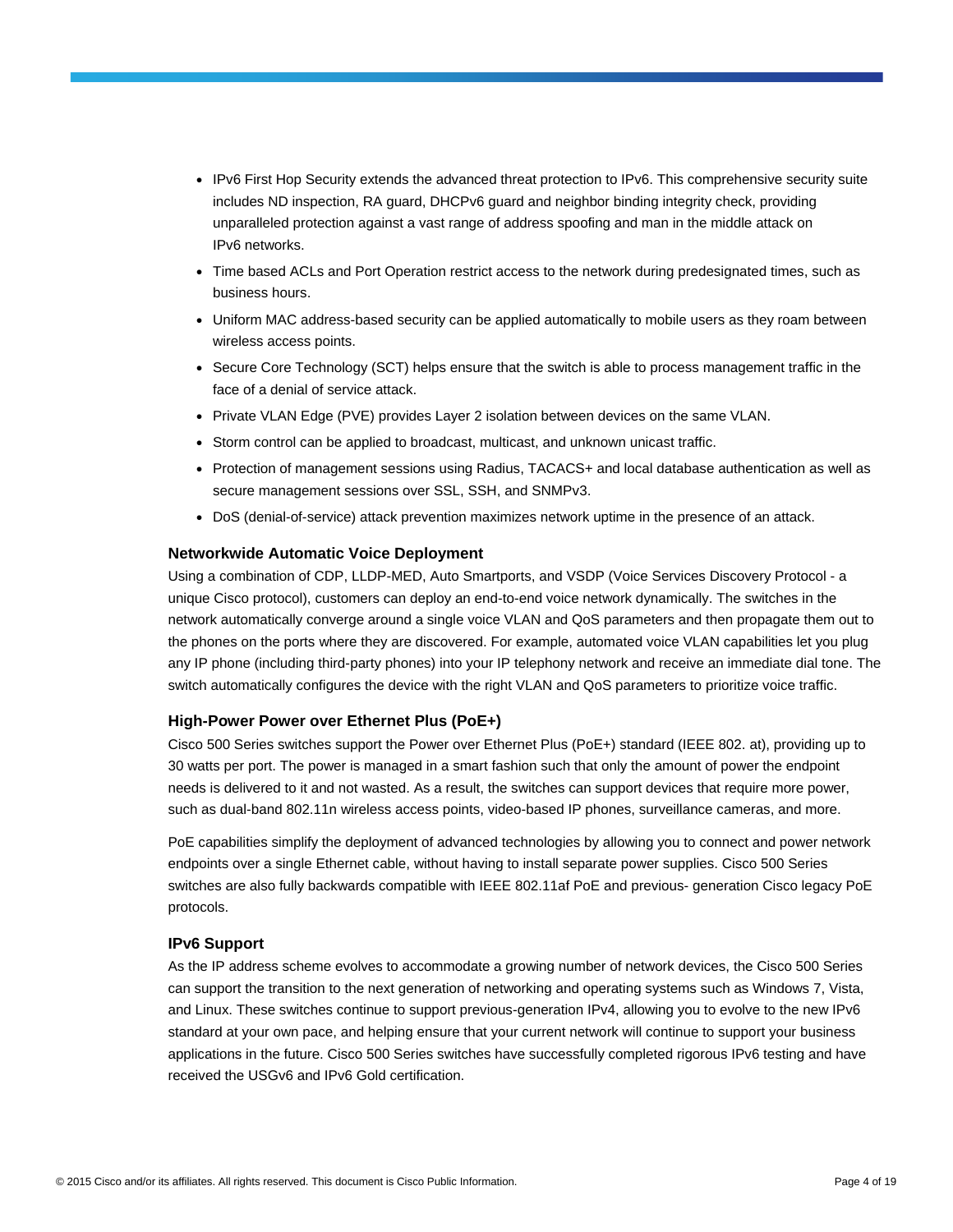- IPv6 First Hop Security extends the advanced threat protection to IPv6. This comprehensive security suite includes ND inspection, RA guard, DHCPv6 guard and neighbor binding integrity check, providing unparalleled protection against a vast range of address spoofing and man in the middle attack on IPv6 networks.
- Time based ACLs and Port Operation restrict access to the network during predesignated times, such as business hours.
- Uniform MAC address-based security can be applied automatically to mobile users as they roam between wireless access points.
- Secure Core Technology (SCT) helps ensure that the switch is able to process management traffic in the face of a denial of service attack.
- Private VLAN Edge (PVE) provides Layer 2 isolation between devices on the same VLAN.
- Storm control can be applied to broadcast, multicast, and unknown unicast traffic.
- Protection of management sessions using Radius, TACACS+ and local database authentication as well as secure management sessions over SSL, SSH, and SNMPv3.
- DoS (denial-of-service) attack prevention maximizes network uptime in the presence of an attack.

### Networkwide Automatic Voice Deployment

Using a combination of CDP, LLDP-MED, Auto Smartports, and VSDP (Voice Services Discovery Protocol - a unique Cisco protocol), customers can deploy an end-to-end voice network dynamically. The switches in the network automatically converge around a single voice VLAN and QoS parameters and then propagate them out to the phones on the ports where they are discovered. For example, automated voice VLAN capabilities let you plug any IP phone (including third-party phones) into your IP telephony network and receive an immediate dial tone. The switch automatically configures the device with the right VLAN and QoS parameters to prioritize voice traffic.

### High-Power Power over Ethernet Plus (PoE+)

Cisco 500 Series switches support the Power over Ethernet Plus (PoE+) standard (IEEE 802. at), providing up to 30 watts per port. The power is managed in a smart fashion such that only the amount of power the endpoint needs is delivered to it and not wasted. As a result, the switches can support devices that require more power, such as dual-band 802.11n wireless access points, video-based IP phones, surveillance cameras, and more.

PoE capabilities simplify the deployment of advanced technologies by allowing you to connect and power network endpoints over a single Ethernet cable, without having to install separate power supplies. Cisco 500 Series switches are also fully backwards compatible with IEEE 802.11af PoE and previous- generation Cisco legacy PoE protocols.

### IPv6 Support

As the IP address scheme evolves to accommodate a growing number of network devices, the Cisco 500 Series can support the transition to the next generation of networking and operating systems such as Windows 7, Vista, and Linux. These switches continue to support previous-generation IPv4, allowing you to evolve to the new IPv6 standard at your own pace, and helping ensure that your current network will continue to support your business applications in the future. Cisco 500 Series switches have successfully completed rigorous IPv6 testing and have received the USGv6 and IPv6 Gold certification.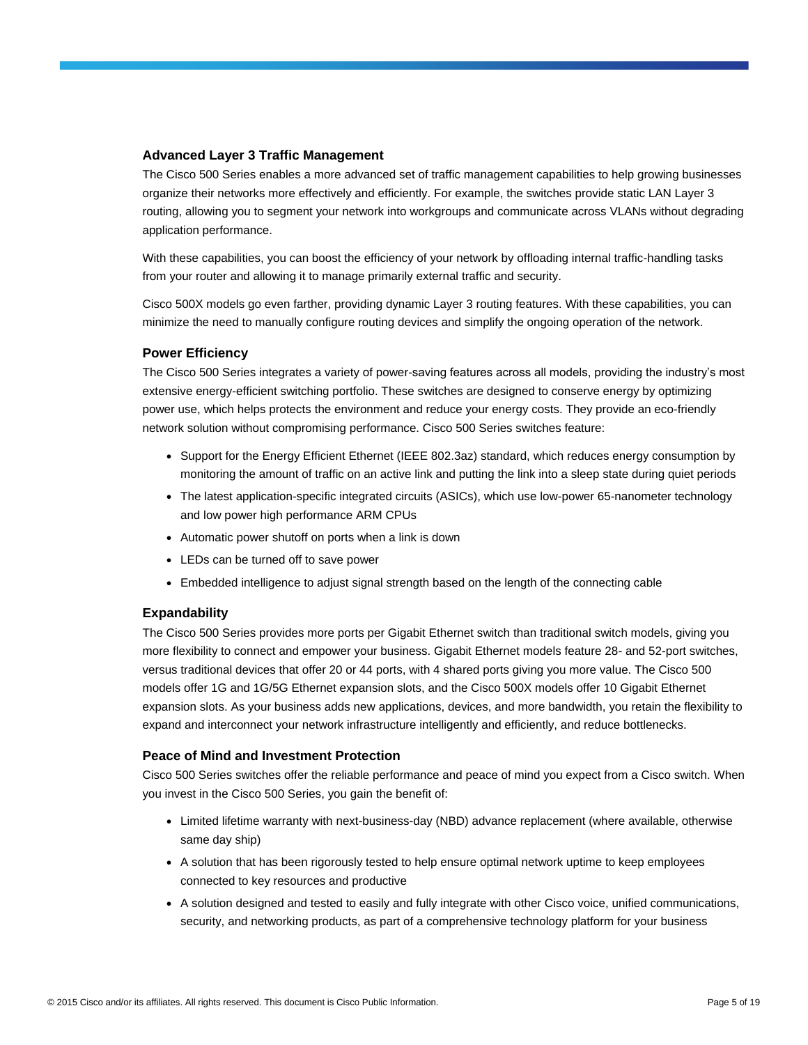### Advanced Layer 3 Traffic Management

The Cisco 500 Series enables a more advanced set of traffic management capabilities to help growing businesses organize their networks more effectively and efficiently. For example, the switches provide static LAN Layer 3 routing, allowing you to segment your network into workgroups and communicate across VLANs without degrading application performance.

With these capabilities, you can boost the efficiency of your network by offloading internal traffic-handling tasks from your router and allowing it to manage primarily external traffic and security.

Cisco 500X models go even farther, providing dynamic Layer 3 routing features. With these capabilities, you can minimize the need to manually configure routing devices and simplify the ongoing operation of the network.

### Power Efficiency

The Cisco 500 Series integrates a variety of power-saving features across all models, providing the industry's most extensive energy-efficient switching portfolio. These switches are designed to conserve energy by optimizing power use, which helps protects the environment and reduce your energy costs. They provide an eco-friendly network solution without compromising performance. Cisco 500 Series switches feature:

- Support for the Energy Efficient Ethernet (IEEE 802.3az) standard, which reduces energy consumption by monitoring the amount of traffic on an active link and putting the link into a sleep state during quiet periods
- The latest application-specific integrated circuits (ASICs), which use low-power 65-nanometer technology and low power high performance ARM CPUs
- Automatic power shutoff on ports when a link is down
- LEDs can be turned off to save power
- Embedded intelligence to adjust signal strength based on the length of the connecting cable

### Expandability

The Cisco 500 Series provides more ports per Gigabit Ethernet switch than traditional switch models, giving you more flexibility to connect and empower your business. Gigabit Ethernet models feature 28- and 52-port switches, versus traditional devices that offer 20 or 44 ports, with 4 shared ports giving you more value. The Cisco 500 models offer 1G and 1G/5G Ethernet expansion slots, and the Cisco 500X models offer 10 Gigabit Ethernet expansion slots. As your business adds new applications, devices, and more bandwidth, you retain the flexibility to expand and interconnect your network infrastructure intelligently and efficiently, and reduce bottlenecks.

### Peace of Mind and Investment Protection

Cisco 500 Series switches offer the reliable performance and peace of mind you expect from a Cisco switch. When you invest in the Cisco 500 Series, you gain the benefit of:

- Limited lifetime warranty with next-business-day (NBD) advance replacement (where available, otherwise same day ship)
- A solution that has been rigorously tested to help ensure optimal network uptime to keep employees connected to key resources and productive
- A solution designed and tested to easily and fully integrate with other Cisco voice, unified communications, security, and networking products, as part of a comprehensive technology platform for your business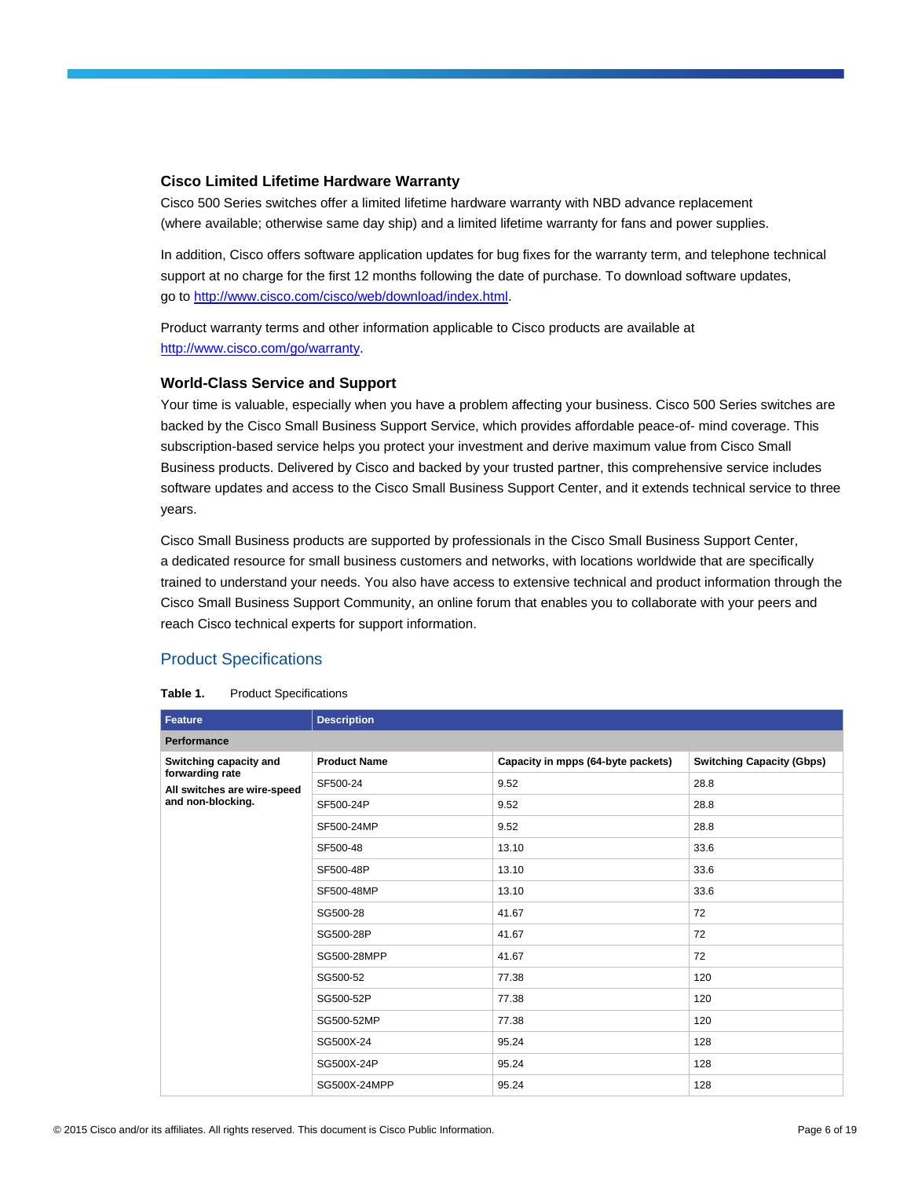### Cisco Limited Lifetime Hardware Warranty

Cisco 500 Series switches offer a limited lifetime hardware warranty with NBD advance replacement (where available; otherwise same day ship) and a limited lifetime warranty for fans and power supplies.

In addition, Cisco offers software application updates for bug fixes for the warranty term, and telephone technical support at no charge for the first 12 months following the date of purchase. To download software updates, go to http://www.cisco.com/cisco/web/download/index.html.

Product warranty terms and other information applicable to Cisco products are available at http://www.cisco.com/go/warranty.

### World-Class Service and Support

Your time is valuable, especially when you have a problem affecting your business. Cisco 500 Series switches are backed by the Cisco Small Business Support Service, which provides affordable peace-of- mind coverage. This subscription-based service helps you protect your investment and derive maximum value from Cisco Small Business products. Delivered by Cisco and backed by your trusted partner, this comprehensive service includes software updates and access to the Cisco Small Business Support Center, and it extends technical service to three years.

Cisco Small Business products are supported by professionals in the Cisco Small Business Support Center, a dedicated resource for small business customers and networks, with locations worldwide that are specifically trained to understand your needs. You also have access to extensive technical and product information through the Cisco Small Business Support Community, an online forum that enables you to collaborate with your peers and reach Cisco technical experts for support information.

## Product Specifications

**Table 1.** Product Specifications

| Feature | Description | | |
|---|---|---|---|
| **Performance** | | | |
| **Switching capacity and forwarding rate**<br>**All switches are wire-speed and non-blocking.** | **Product Name** | **Capacity in mpps (64-byte packets)** | **Switching Capacity (Gbps)** |
| | SF500-24 | 9.52 | 28.8 |
| | SF500-24P | 9.52 | 28.8 |
| | SF500-24MP | 9.52 | 28.8 |
| | SF500-48 | 13.10 | 33.6 |
| | SF500-48P | 13.10 | 33.6 |
| | SF500-48MP | 13.10 | 33.6 |
| | SG500-28 | 41.67 | 72 |
| | SG500-28P | 41.67 | 72 |
| | SG500-28MPP | 41.67 | 72 |
| | SG500-52 | 77.38 | 120 |
| | SG500-52P | 77.38 | 120 |
| | SG500-52MP | 77.38 | 120 |
| | SG500X-24 | 95.24 | 128 |
| | SG500X-24P | 95.24 | 128 |
| | SG500X-24MPP | 95.24 | 128 |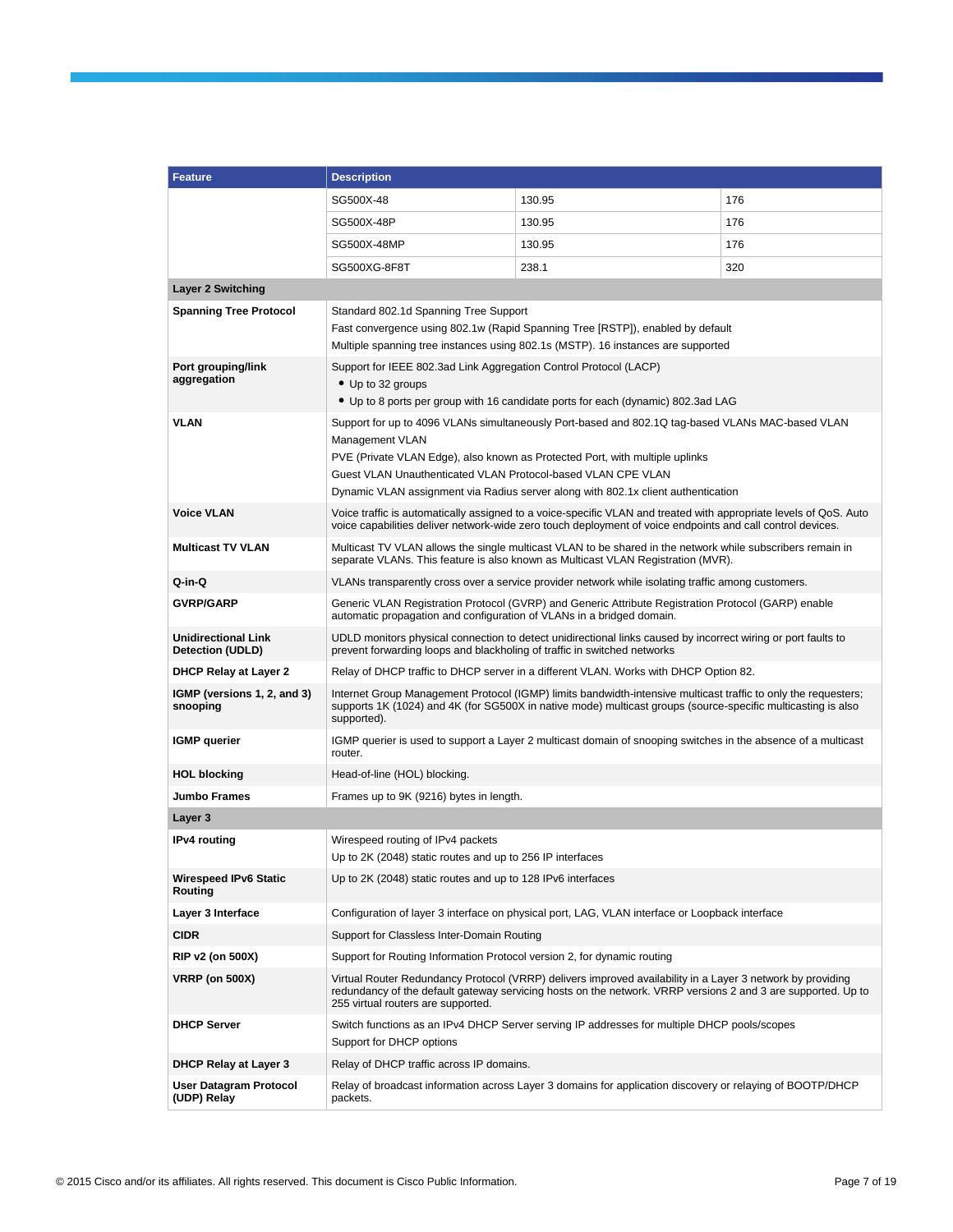| Feature | Description | | |
|---|---|---|---|
| | SG500X-48 | 130.95 | 176 |
| | SG500X-48P | 130.95 | 176 |
| | SG500X-48MP | 130.95 | 176 |
| | SG500XG-8F8T | 238.1 | 320 |
| **Layer 2 Switching** | | | |
| **Spanning Tree Protocol** | Standard 802.1d Spanning Tree Support<br>Fast convergence using 802.1w (Rapid Spanning Tree [RSTP]), enabled by default<br>Multiple spanning tree instances using 802.1s (MSTP). 16 instances are supported | | |
| **Port grouping/link aggregation** | Support for IEEE 802.3ad Link Aggregation Control Protocol (LACP)<br>• Up to 32 groups<br>• Up to 8 ports per group with 16 candidate ports for each (dynamic) 802.3ad LAG | | |
| **VLAN** | Support for up to 4096 VLANs simultaneously Port-based and 802.1Q tag-based VLANs MAC-based VLAN Management VLAN<br>PVE (Private VLAN Edge), also known as Protected Port, with multiple uplinks<br>Guest VLAN Unauthenticated VLAN Protocol-based VLAN CPE VLAN<br>Dynamic VLAN assignment via Radius server along with 802.1x client authentication | | |
| **Voice VLAN** | Voice traffic is automatically assigned to a voice-specific VLAN and treated with appropriate levels of QoS. Auto voice capabilities deliver network-wide zero touch deployment of voice endpoints and call control devices. | | |
| **Multicast TV VLAN** | Multicast TV VLAN allows the single multicast VLAN to be shared in the network while subscribers remain in separate VLANs. This feature is also known as Multicast VLAN Registration (MVR). | | |
| **Q-in-Q** | VLANs transparently cross over a service provider network while isolating traffic among customers. | | |
| **GVRP/GARP** | Generic VLAN Registration Protocol (GVRP) and Generic Attribute Registration Protocol (GARP) enable automatic propagation and configuration of VLANs in a bridged domain. | | |
| **Unidirectional Link Detection (UDLD)** | UDLD monitors physical connection to detect unidirectional links caused by incorrect wiring or port faults to prevent forwarding loops and blackholing of traffic in switched networks | | |
| **DHCP Relay at Layer 2** | Relay of DHCP traffic to DHCP server in a different VLAN. Works with DHCP Option 82. | | |
| **IGMP (versions 1, 2, and 3) snooping** | Internet Group Management Protocol (IGMP) limits bandwidth-intensive multicast traffic to only the requesters; supports 1K (1024) and 4K (for SG500X in native mode) multicast groups (source-specific multicasting is also supported). | | |
| **IGMP querier** | IGMP querier is used to support a Layer 2 multicast domain of snooping switches in the absence of a multicast router. | | |
| **HOL blocking** | Head-of-line (HOL) blocking. | | |
| **Jumbo Frames** | Frames up to 9K (9216) bytes in length. | | |
| **Layer 3** | | | |
| **IPv4 routing** | Wirespeed routing of IPv4 packets<br>Up to 2K (2048) static routes and up to 256 IP interfaces | | |
| **Wirespeed IPv6 Static Routing** | Up to 2K (2048) static routes and up to 128 IPv6 interfaces | | |
| **Layer 3 Interface** | Configuration of layer 3 interface on physical port, LAG, VLAN interface or Loopback interface | | |
| **CIDR** | Support for Classless Inter-Domain Routing | | |
| **RIP v2 (on 500X)** | Support for Routing Information Protocol version 2, for dynamic routing | | |
| **VRRP (on 500X)** | Virtual Router Redundancy Protocol (VRRP) delivers improved availability in a Layer 3 network by providing redundancy of the default gateway servicing hosts on the network. VRRP versions 2 and 3 are supported. Up to 255 virtual routers are supported. | | |
| **DHCP Server** | Switch functions as an IPv4 DHCP Server serving IP addresses for multiple DHCP pools/scopes<br>Support for DHCP options | | |
| **DHCP Relay at Layer 3** | Relay of DHCP traffic across IP domains. | | |
| **User Datagram Protocol (UDP) Relay** | Relay of broadcast information across Layer 3 domains for application discovery or relaying of BOOTP/DHCP packets. | | |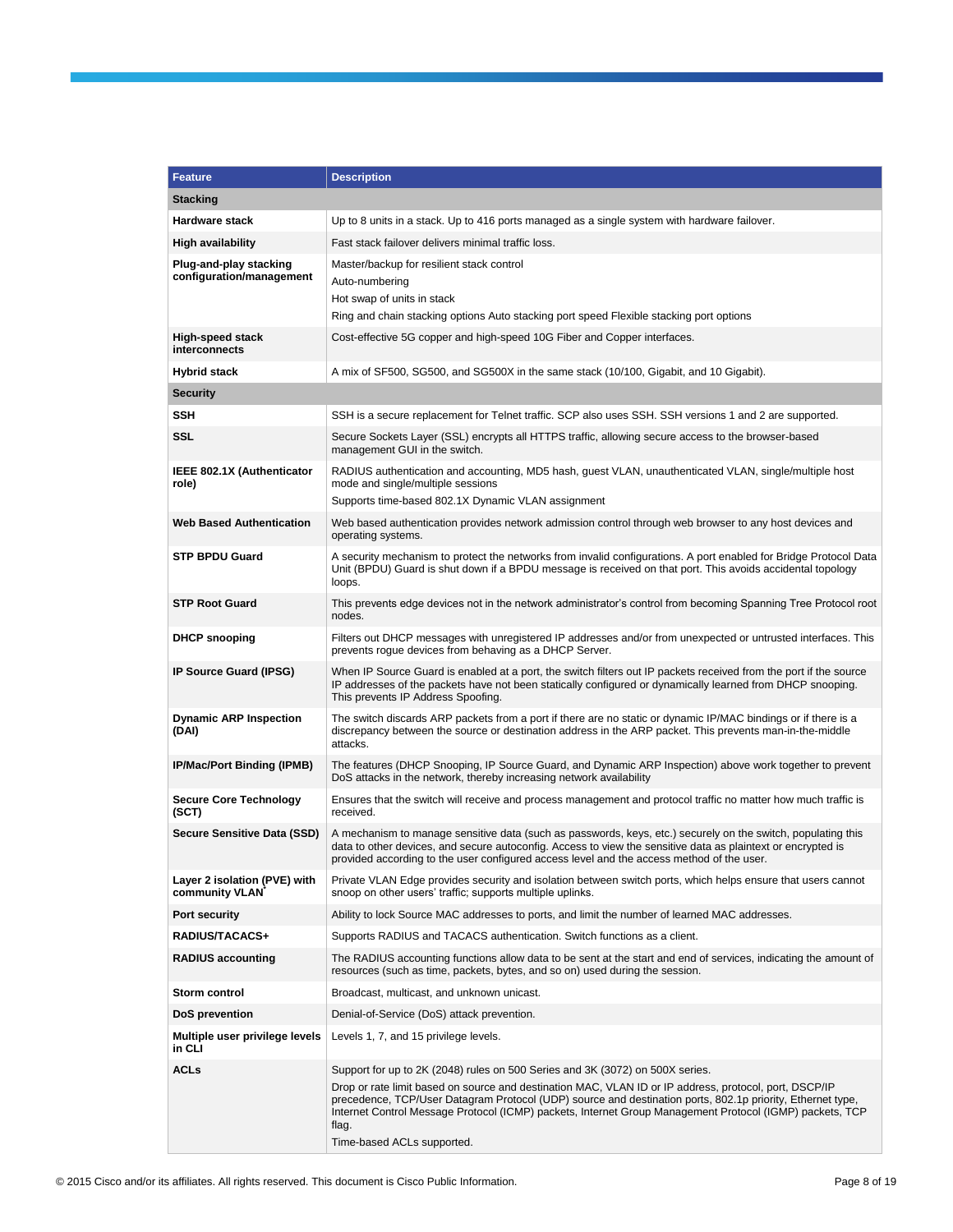| Feature | Description |
|---|---|
| **Stacking** | |
| **Hardware stack** | Up to 8 units in a stack. Up to 416 ports managed as a single system with hardware failover. |
| **High availability** | Fast stack failover delivers minimal traffic loss. |
| **Plug-and-play stacking configuration/management** | Master/backup for resilient stack control<br>Auto-numbering<br>Hot swap of units in stack<br>Ring and chain stacking options Auto stacking port speed Flexible stacking port options |
| **High-speed stack interconnects** | Cost-effective 5G copper and high-speed 10G Fiber and Copper interfaces. |
| **Hybrid stack** | A mix of SF500, SG500, and SG500X in the same stack (10/100, Gigabit, and 10 Gigabit). |
| **Security** | |
| **SSH** | SSH is a secure replacement for Telnet traffic. SCP also uses SSH. SSH versions 1 and 2 are supported. |
| **SSL** | Secure Sockets Layer (SSL) encrypts all HTTPS traffic, allowing secure access to the browser-based management GUI in the switch. |
| **IEEE 802.1X (Authenticator role)** | RADIUS authentication and accounting, MD5 hash, guest VLAN, unauthenticated VLAN, single/multiple host mode and single/multiple sessions<br>Supports time-based 802.1X Dynamic VLAN assignment |
| **Web Based Authentication** | Web based authentication provides network admission control through web browser to any host devices and operating systems. |
| **STP BPDU Guard** | A security mechanism to protect the networks from invalid configurations. A port enabled for Bridge Protocol Data Unit (BPDU) Guard is shut down if a BPDU message is received on that port. This avoids accidental topology loops. |
| **STP Root Guard** | This prevents edge devices not in the network administrator's control from becoming Spanning Tree Protocol root nodes. |
| **DHCP snooping** | Filters out DHCP messages with unregistered IP addresses and/or from unexpected or untrusted interfaces. This prevents rogue devices from behaving as a DHCP Server. |
| **IP Source Guard (IPSG)** | When IP Source Guard is enabled at a port, the switch filters out IP packets received from the port if the source IP addresses of the packets have not been statically configured or dynamically learned from DHCP snooping. This prevents IP Address Spoofing. |
| **Dynamic ARP Inspection (DAI)** | The switch discards ARP packets from a port if there are no static or dynamic IP/MAC bindings or if there is a discrepancy between the source or destination address in the ARP packet. This prevents man-in-the-middle attacks. |
| **IP/Mac/Port Binding (IPMB)** | The features (DHCP Snooping, IP Source Guard, and Dynamic ARP Inspection) above work together to prevent DoS attacks in the network, thereby increasing network availability |
| **Secure Core Technology (SCT)** | Ensures that the switch will receive and process management and protocol traffic no matter how much traffic is received. |
| **Secure Sensitive Data (SSD)** | A mechanism to manage sensitive data (such as passwords, keys, etc.) securely on the switch, populating this data to other devices, and secure autoconfig. Access to view the sensitive data as plaintext or encrypted is provided according to the user configured access level and the access method of the user. |
| **Layer 2 isolation (PVE) with community VLAN** | Private VLAN Edge provides security and isolation between switch ports, which helps ensure that users cannot snoop on other users' traffic; supports multiple uplinks. |
| **Port security** | Ability to lock Source MAC addresses to ports, and limit the number of learned MAC addresses. |
| **RADIUS/TACACS+** | Supports RADIUS and TACACS authentication. Switch functions as a client. |
| **RADIUS accounting** | The RADIUS accounting functions allow data to be sent at the start and end of services, indicating the amount of resources (such as time, packets, bytes, and so on) used during the session. |
| **Storm control** | Broadcast, multicast, and unknown unicast. |
| **DoS prevention** | Denial-of-Service (DoS) attack prevention. |
| **Multiple user privilege levels in CLI** | Levels 1, 7, and 15 privilege levels. |
| **ACLs** | Support for up to 2K (2048) rules on 500 Series and 3K (3072) on 500X series.<br>Drop or rate limit based on source and destination MAC, VLAN ID or IP address, protocol, port, DSCP/IP precedence, TCP/User Datagram Protocol (UDP) source and destination ports, 802.1p priority, Ethernet type, Internet Control Message Protocol (ICMP) packets, Internet Group Management Protocol (IGMP) packets, TCP flag.<br>Time-based ACLs supported. |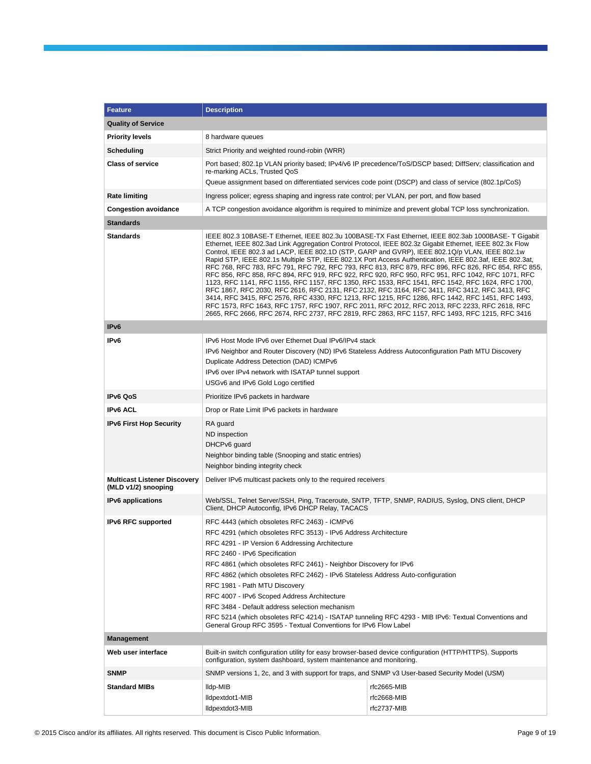| Feature | Description | |
|---|---|---|
| **Quality of Service** | | |
| **Priority levels** | 8 hardware queues | |
| **Scheduling** | Strict Priority and weighted round-robin (WRR) | |
| **Class of service** | Port based; 802.1p VLAN priority based; IPv4/v6 IP precedence/ToS/DSCP based; DiffServ; classification and re-marking ACLs, Trusted QoS<br>Queue assignment based on differentiated services code point (DSCP) and class of service (802.1p/CoS) | |
| **Rate limiting** | Ingress policer; egress shaping and ingress rate control; per VLAN, per port, and flow based | |
| **Congestion avoidance** | A TCP congestion avoidance algorithm is required to minimize and prevent global TCP loss synchronization. | |
| **Standards** | | |
| **Standards** | IEEE 802.3 10BASE-T Ethernet, IEEE 802.3u 100BASE-TX Fast Ethernet, IEEE 802.3ab 1000BASE- T Gigabit Ethernet, IEEE 802.3ad Link Aggregation Control Protocol, IEEE 802.3z Gigabit Ethernet, IEEE 802.3x Flow Control, IEEE 802.3 ad LACP, IEEE 802.1D (STP, GARP and GVRP), IEEE 802.1Q/p VLAN, IEEE 802.1w Rapid STP, IEEE 802.1s Multiple STP, IEEE 802.1X Port Access Authentication, IEEE 802.3af, IEEE 802.3at, RFC 768, RFC 783, RFC 791, RFC 792, RFC 793, RFC 813, RFC 879, RFC 896, RFC 826, RFC 854, RFC 855, RFC 856, RFC 858, RFC 894, RFC 919, RFC 922, RFC 920, RFC 950, RFC 951, RFC 1042, RFC 1071, RFC 1123, RFC 1141, RFC 1155, RFC 1157, RFC 1350, RFC 1533, RFC 1541, RFC 1542, RFC 1624, RFC 1700, RFC 1867, RFC 2030, RFC 2616, RFC 2131, RFC 2132, RFC 3164, RFC 3411, RFC 3412, RFC 3413, RFC 3414, RFC 3415, RFC 2576, RFC 4330, RFC 1213, RFC 1215, RFC 1286, RFC 1442, RFC 1451, RFC 1493, RFC 1573, RFC 1643, RFC 1757, RFC 1907, RFC 2011, RFC 2012, RFC 2013, RFC 2233, RFC 2618, RFC 2665, RFC 2666, RFC 2674, RFC 2737, RFC 2819, RFC 2863, RFC 1157, RFC 1493, RFC 1215, RFC 3416 | |
| **IPv6** | | |
| **IPv6** | IPv6 Host Mode IPv6 over Ethernet Dual IPv6/IPv4 stack<br>IPv6 Neighbor and Router Discovery (ND) IPv6 Stateless Address Autoconfiguration Path MTU Discovery<br>Duplicate Address Detection (DAD) ICMPv6<br>IPv6 over IPv4 network with ISATAP tunnel support<br>USGv6 and IPv6 Gold Logo certified | |
| **IPv6 QoS** | Prioritize IPv6 packets in hardware | |
| **IPv6 ACL** | Drop or Rate Limit IPv6 packets in hardware | |
| **IPv6 First Hop Security** | RA guard<br>ND inspection<br>DHCPv6 guard<br>Neighbor binding table (Snooping and static entries)<br>Neighbor binding integrity check | |
| **Multicast Listener Discovery (MLD v1/2) snooping** | Deliver IPv6 multicast packets only to the required receivers | |
| **IPv6 applications** | Web/SSL, Telnet Server/SSH, Ping, Traceroute, SNTP, TFTP, SNMP, RADIUS, Syslog, DNS client, DHCP Client, DHCP Autoconfig, IPv6 DHCP Relay, TACACS | |
| **IPv6 RFC supported** | RFC 4443 (which obsoletes RFC 2463) - ICMPv6<br>RFC 4291 (which obsoletes RFC 3513) - IPv6 Address Architecture<br>RFC 4291 - IP Version 6 Addressing Architecture<br>RFC 2460 - IPv6 Specification<br>RFC 4861 (which obsoletes RFC 2461) - Neighbor Discovery for IPv6<br>RFC 4862 (which obsoletes RFC 2462) - IPv6 Stateless Address Auto-configuration<br>RFC 1981 - Path MTU Discovery<br>RFC 4007 - IPv6 Scoped Address Architecture<br>RFC 3484 - Default address selection mechanism<br>RFC 5214 (which obsoletes RFC 4214) - ISATAP tunneling RFC 4293 - MIB IPv6: Textual Conventions and General Group RFC 3595 - Textual Conventions for IPv6 Flow Label | |
| **Management** | | |
| **Web user interface** | Built-in switch configuration utility for easy browser-based device configuration (HTTP/HTTPS). Supports configuration, system dashboard, system maintenance and monitoring. | |
| **SNMP** | SNMP versions 1, 2c, and 3 with support for traps, and SNMP v3 User-based Security Model (USM) | |
| **Standard MIBs** | lldp-MIB<br>lldpextdot1-MIB<br>lldpextdot3-MIB | rfc2665-MIB<br>rfc2668-MIB<br>rfc2737-MIB |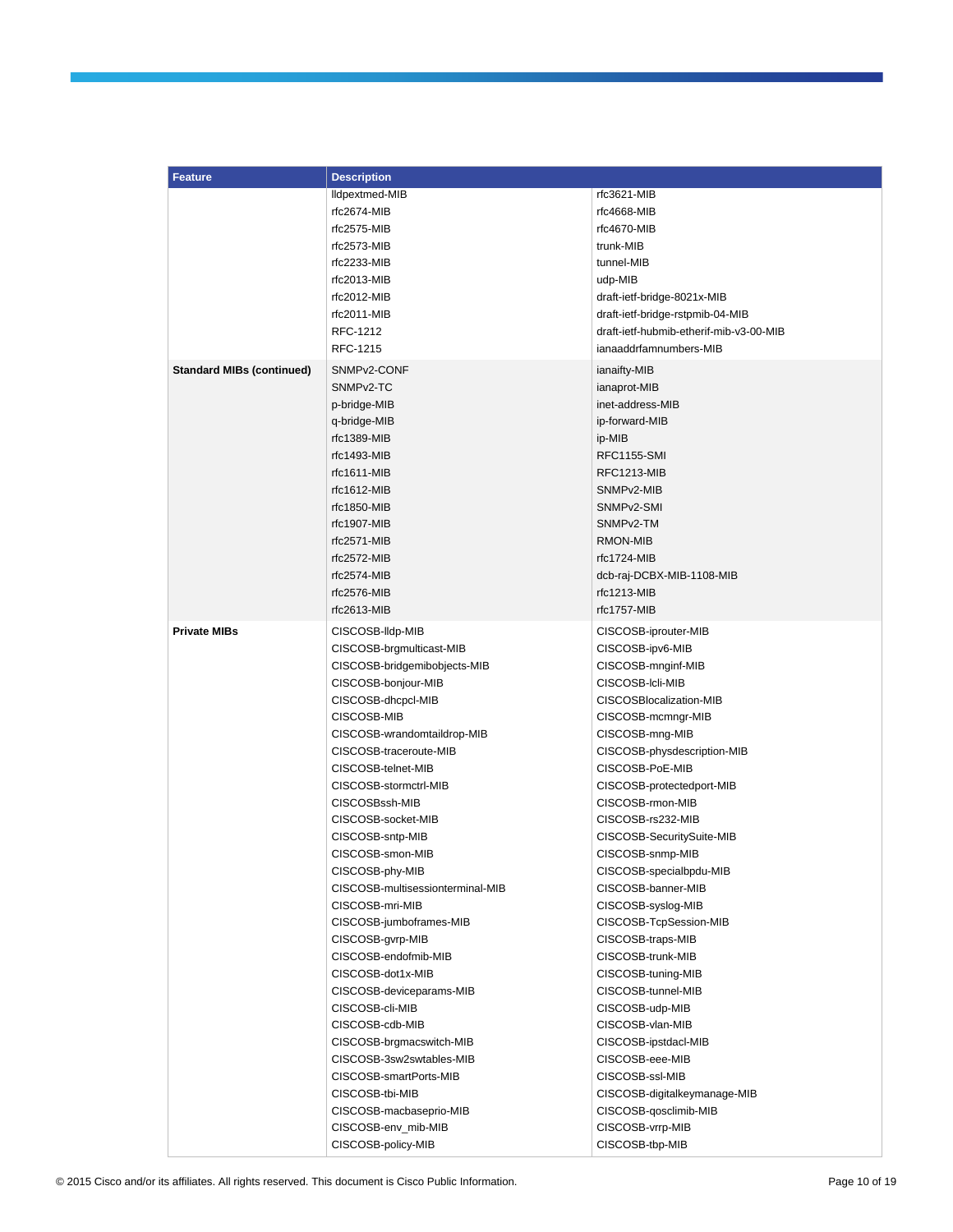| Feature | Description | |
|---|---|---|
| | lldpextmed-MIB | rfc3621-MIB |
| | rfc2674-MIB | rfc4668-MIB |
| | rfc2575-MIB | rfc4670-MIB |
| | rfc2573-MIB | trunk-MIB |
| | rfc2233-MIB | tunnel-MIB |
| | rfc2013-MIB | udp-MIB |
| | rfc2012-MIB | draft-ietf-bridge-8021x-MIB |
| | rfc2011-MIB | draft-ietf-bridge-rstpmib-04-MIB |
| | RFC-1212 | draft-ietf-hubmib-etherif-mib-v3-00-MIB |
| | RFC-1215 | ianaaddrfamnumbers-MIB |
| **Standard MIBs (continued)** | SNMPv2-CONF | ianaifty-MIB |
| | SNMPv2-TC | ianaprot-MIB |
| | p-bridge-MIB | inet-address-MIB |
| | q-bridge-MIB | ip-forward-MIB |
| | rfc1389-MIB | ip-MIB |
| | rfc1493-MIB | RFC1155-SMI |
| | rfc1611-MIB | RFC1213-MIB |
| | rfc1612-MIB | SNMPv2-MIB |
| | rfc1850-MIB | SNMPv2-SMI |
| | rfc1907-MIB | SNMPv2-TM |
| | rfc2571-MIB | RMON-MIB |
| | rfc2572-MIB | rfc1724-MIB |
| | rfc2574-MIB | dcb-raj-DCBX-MIB-1108-MIB |
| | rfc2576-MIB | rfc1213-MIB |
| | rfc2613-MIB | rfc1757-MIB |
| **Private MIBs** | CISCOSB-lldp-MIB | CISCOSB-iprouter-MIB |
| | CISCOSB-brgmulticast-MIB | CISCOSB-ipv6-MIB |
| | CISCOSB-bridgemibobjects-MIB | CISCOSB-mnginf-MIB |
| | CISCOSB-bonjour-MIB | CISCOSB-lcli-MIB |
| | CISCOSB-dhcpcl-MIB | CISCOSBlocalization-MIB |
| | CISCOSB-MIB | CISCOSB-mcmngr-MIB |
| | CISCOSB-wrandomtaildrop-MIB | CISCOSB-mng-MIB |
| | CISCOSB-traceroute-MIB | CISCOSB-physdescription-MIB |
| | CISCOSB-telnet-MIB | CISCOSB-PoE-MIB |
| | CISCOSB-stormctrl-MIB | CISCOSB-protectedport-MIB |
| | CISCOSBssh-MIB | CISCOSB-rmon-MIB |
| | CISCOSB-socket-MIB | CISCOSB-rs232-MIB |
| | CISCOSB-sntp-MIB | CISCOSB-SecuritySuite-MIB |
| | CISCOSB-smon-MIB | CISCOSB-snmp-MIB |
| | CISCOSB-phy-MIB | CISCOSB-specialbpdu-MIB |
| | CISCOSB-multisessionterminal-MIB | CISCOSB-banner-MIB |
| | CISCOSB-mri-MIB | CISCOSB-syslog-MIB |
| | CISCOSB-jumboframes-MIB | CISCOSB-TcpSession-MIB |
| | CISCOSB-gvrp-MIB | CISCOSB-traps-MIB |
| | CISCOSB-endofmib-MIB | CISCOSB-trunk-MIB |
| | CISCOSB-dot1x-MIB | CISCOSB-tuning-MIB |
| | CISCOSB-deviceparams-MIB | CISCOSB-tunnel-MIB |
| | CISCOSB-cli-MIB | CISCOSB-udp-MIB |
| | CISCOSB-cdb-MIB | CISCOSB-vlan-MIB |
| | CISCOSB-brgmacswitch-MIB | CISCOSB-ipstdacl-MIB |
| | CISCOSB-3sw2swtables-MIB | CISCOSB-eee-MIB |
| | CISCOSB-smartPorts-MIB | CISCOSB-ssl-MIB |
| | CISCOSB-tbi-MIB | CISCOSB-digitalkeymanage-MIB |
| | CISCOSB-macbaseprio-MIB | CISCOSB-qosclimib-MIB |
| | CISCOSB-env_mib-MIB | CISCOSB-vrrp-MIB |
| | CISCOSB-policy-MIB | CISCOSB-tbp-MIB |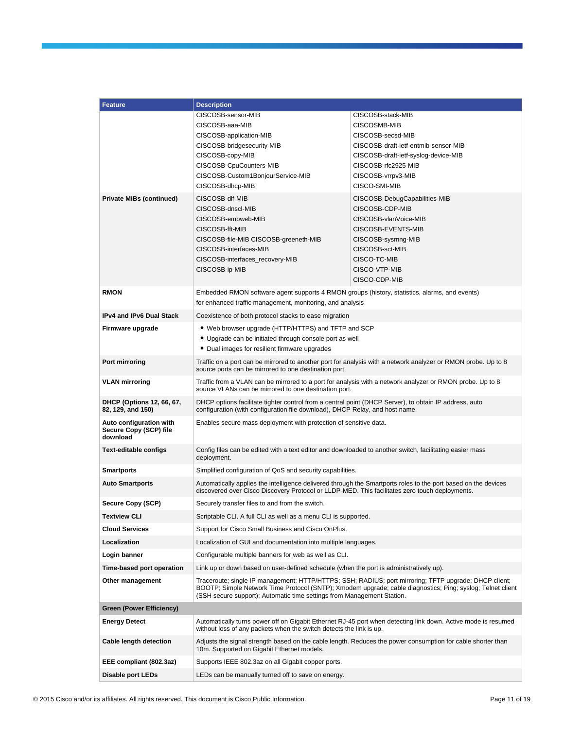| Feature | Description | |
|---|---|---|
| | CISCOSB-sensor-MIB<br>CISCOSB-aaa-MIB<br>CISCOSB-application-MIB<br>CISCOSB-bridgesecurity-MIB<br>CISCOSB-copy-MIB<br>CISCOSB-CpuCounters-MIB<br>CISCOSB-Custom1BonjourService-MIB<br>CISCOSB-dhcp-MIB | CISCOSB-stack-MIB<br>CISCOSMB-MIB<br>CISCOSB-secsd-MIB<br>CISCOSB-draft-ietf-entmib-sensor-MIB<br>CISCOSB-draft-ietf-syslog-device-MIB<br>CISCOSB-rfc2925-MIB<br>CISCOSB-vrrpv3-MIB<br>CISCO-SMI-MIB |
| **Private MIBs (continued)** | CISCOSB-dlf-MIB<br>CISCOSB-dnscl-MIB<br>CISCOSB-embweb-MIB<br>CISCOSB-fft-MIB<br>CISCOSB-file-MIB CISCOSB-greeneth-MIB<br>CISCOSB-interfaces-MIB<br>CISCOSB-interfaces_recovery-MIB<br>CISCOSB-ip-MIB | CISCOSB-DebugCapabilities-MIB<br>CISCOSB-CDP-MIB<br>CISCOSB-vlanVoice-MIB<br>CISCOSB-EVENTS-MIB<br>CISCOSB-sysmng-MIB<br>CISCOSB-sct-MIB<br>CISCO-TC-MIB<br>CISCO-VTP-MIB<br>CISCO-CDP-MIB |
| **RMON** | Embedded RMON software agent supports 4 RMON groups (history, statistics, alarms, and events) for enhanced traffic management, monitoring, and analysis | |
| **IPv4 and IPv6 Dual Stack** | Coexistence of both protocol stacks to ease migration | |
| **Firmware upgrade** | • Web browser upgrade (HTTP/HTTPS) and TFTP and SCP<br>• Upgrade can be initiated through console port as well<br>• Dual images for resilient firmware upgrades | |
| **Port mirroring** | Traffic on a port can be mirrored to another port for analysis with a network analyzer or RMON probe. Up to 8 source ports can be mirrored to one destination port. | |
| **VLAN mirroring** | Traffic from a VLAN can be mirrored to a port for analysis with a network analyzer or RMON probe. Up to 8 source VLANs can be mirrored to one destination port. | |
| **DHCP (Options 12, 66, 67, 82, 129, and 150)** | DHCP options facilitate tighter control from a central point (DHCP Server), to obtain IP address, auto configuration (with configuration file download), DHCP Relay, and host name. | |
| **Auto configuration with Secure Copy (SCP) file download** | Enables secure mass deployment with protection of sensitive data. | |
| **Text-editable configs** | Config files can be edited with a text editor and downloaded to another switch, facilitating easier mass deployment. | |
| **Smartports** | Simplified configuration of QoS and security capabilities. | |
| **Auto Smartports** | Automatically applies the intelligence delivered through the Smartports roles to the port based on the devices discovered over Cisco Discovery Protocol or LLDP-MED. This facilitates zero touch deployments. | |
| **Secure Copy (SCP)** | Securely transfer files to and from the switch. | |
| **Textview CLI** | Scriptable CLI. A full CLI as well as a menu CLI is supported. | |
| **Cloud Services** | Support for Cisco Small Business and Cisco OnPlus. | |
| **Localization** | Localization of GUI and documentation into multiple languages. | |
| **Login banner** | Configurable multiple banners for web as well as CLI. | |
| **Time-based port operation** | Link up or down based on user-defined schedule (when the port is administratively up). | |
| **Other management** | Traceroute; single IP management; HTTP/HTTPS; SSH; RADIUS; port mirroring; TFTP upgrade; DHCP client; BOOTP; Simple Network Time Protocol (SNTP); Xmodem upgrade; cable diagnostics; Ping; syslog; Telnet client (SSH secure support); Automatic time settings from Management Station. | |
| **Green (Power Efficiency)** | | |
| **Energy Detect** | Automatically turns power off on Gigabit Ethernet RJ-45 port when detecting link down. Active mode is resumed without loss of any packets when the switch detects the link is up. | |
| **Cable length detection** | Adjusts the signal strength based on the cable length. Reduces the power consumption for cable shorter than 10m. Supported on Gigabit Ethernet models. | |
| **EEE compliant (802.3az)** | Supports IEEE 802.3az on all Gigabit copper ports. | |
| **Disable port LEDs** | LEDs can be manually turned off to save on energy. | |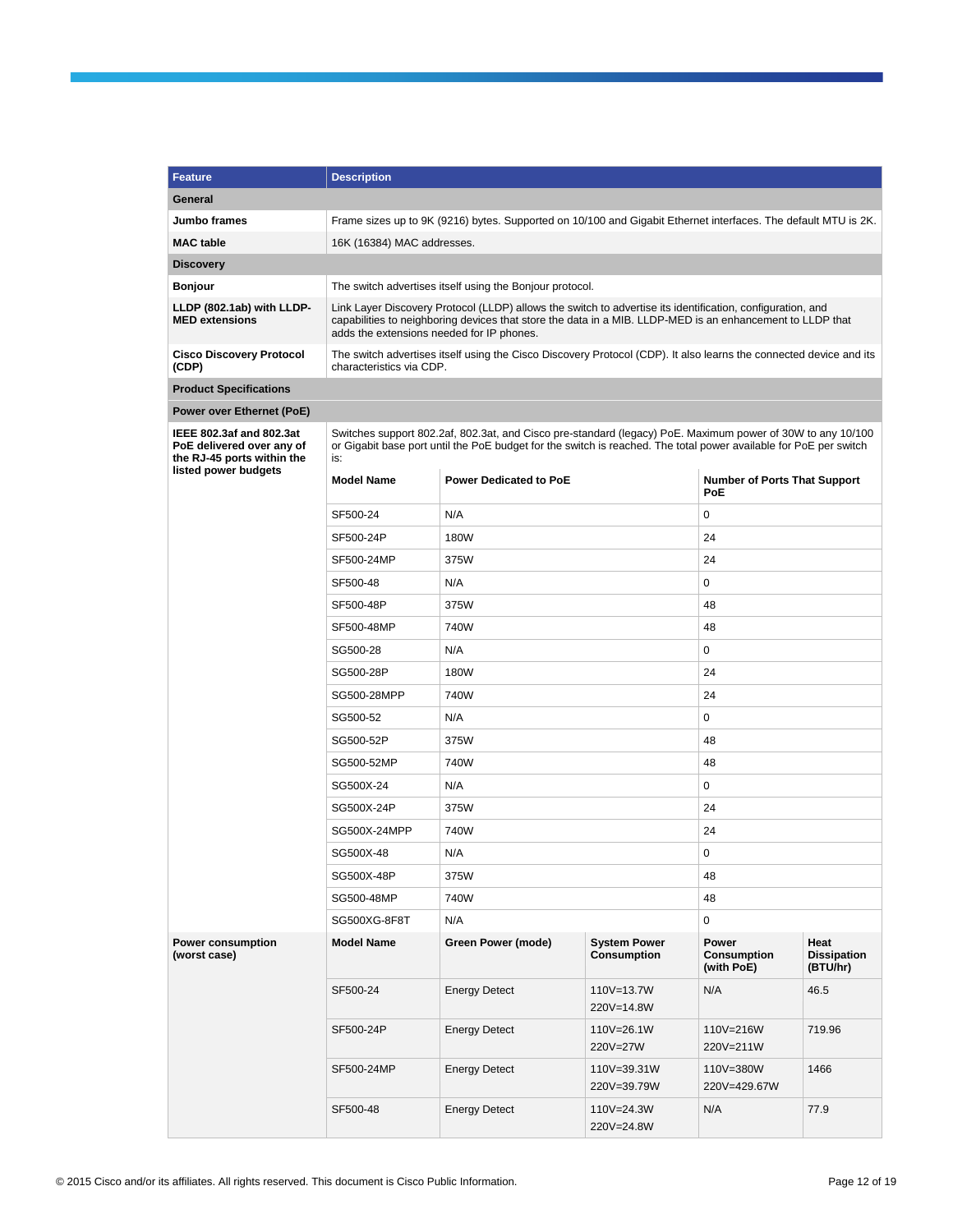| Feature | Description | | | | |
| --- | --- | --- | --- | --- | --- |
| **General** | | | | | |
| **Jumbo frames** | Frame sizes up to 9K (9216) bytes. Supported on 10/100 and Gigabit Ethernet interfaces. The default MTU is 2K. | | | | |
| **MAC table** | 16K (16384) MAC addresses. | | | | |
| **Discovery** | | | | | |
| **Bonjour** | The switch advertises itself using the Bonjour protocol. | | | | |
| **LLDP (802.1ab) with LLDP-MED extensions** | Link Layer Discovery Protocol (LLDP) allows the switch to advertise its identification, configuration, and capabilities to neighboring devices that store the data in a MIB. LLDP-MED is an enhancement to LLDP that adds the extensions needed for IP phones. | | | | |
| **Cisco Discovery Protocol (CDP)** | The switch advertises itself using the Cisco Discovery Protocol (CDP). It also learns the connected device and its characteristics via CDP. | | | | |
| **Product Specifications** | | | | | |
| **Power over Ethernet (PoE)** | | | | | |
| **IEEE 802.3af and 802.3at PoE delivered over any of the RJ-45 ports within the listed power budgets** | Switches support 802.2af, 802.3at, and Cisco pre-standard (legacy) PoE. Maximum power of 30W to any 10/100 or Gigabit base port until the PoE budget for the switch is reached. The total power available for PoE per switch is: | | | | |
| | **Model Name** | **Power Dedicated to PoE** | | **Number of Ports That Support PoE** | |
| | SF500-24 | N/A | | 0 | |
| | SF500-24P | 180W | | 24 | |
| | SF500-24MP | 375W | | 24 | |
| | SF500-48 | N/A | | 0 | |
| | SF500-48P | 375W | | 48 | |
| | SF500-48MP | 740W | | 48 | |
| | SG500-28 | N/A | | 0 | |
| | SG500-28P | 180W | | 24 | |
| | SG500-28MPP | 740W | | 24 | |
| | SG500-52 | N/A | | 0 | |
| | SG500-52P | 375W | | 48 | |
| | SG500-52MP | 740W | | 48 | |
| | SG500X-24 | N/A | | 0 | |
| | SG500X-24P | 375W | | 24 | |
| | SG500X-24MPP | 740W | | 24 | |
| | SG500X-48 | N/A | | 0 | |
| | SG500X-48P | 375W | | 48 | |
| | SG500-48MP | 740W | | 48 | |
| | SG500XG-8F8T | N/A | | 0 | |
| **Power consumption (worst case)** | **Model Name** | **Green Power (mode)** | **System Power Consumption** | **Power Consumption (with PoE)** | **Heat Dissipation (BTU/hr)** |
| | SF500-24 | Energy Detect | 110V=13.7W<br>220V=14.8W | N/A | 46.5 |
| | SF500-24P | Energy Detect | 110V=26.1W<br>220V=27W | 110V=216W<br>220V=211W | 719.96 |
| | SF500-24MP | Energy Detect | 110V=39.31W<br>220V=39.79W | 110V=380W<br>220V=429.67W | 1466 |
| | SF500-48 | Energy Detect | 110V=24.3W<br>220V=24.8W | N/A | 77.9 |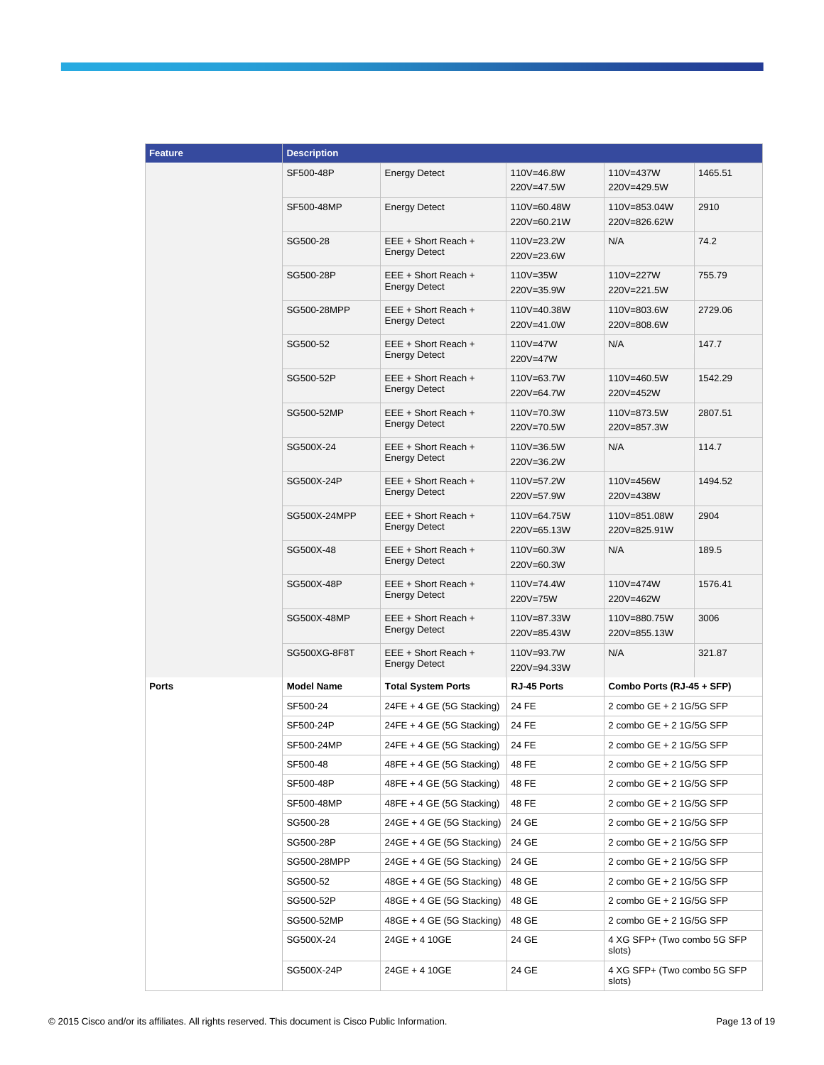| Feature | Description | | | | |
|---|---|---|---|---|---|
| | SF500-48P | Energy Detect | 110V=46.8W<br>220V=47.5W | 110V=437W<br>220V=429.5W | 1465.51 |
| | SF500-48MP | Energy Detect | 110V=60.48W<br>220V=60.21W | 110V=853.04W<br>220V=826.62W | 2910 |
| | SG500-28 | EEE + Short Reach + Energy Detect | 110V=23.2W<br>220V=23.6W | N/A | 74.2 |
| | SG500-28P | EEE + Short Reach + Energy Detect | 110V=35W<br>220V=35.9W | 110V=227W<br>220V=221.5W | 755.79 |
| | SG500-28MPP | EEE + Short Reach + Energy Detect | 110V=40.38W<br>220V=41.0W | 110V=803.6W<br>220V=808.6W | 2729.06 |
| | SG500-52 | EEE + Short Reach + Energy Detect | 110V=47W<br>220V=47W | N/A | 147.7 |
| | SG500-52P | EEE + Short Reach + Energy Detect | 110V=63.7W<br>220V=64.7W | 110V=460.5W<br>220V=452W | 1542.29 |
| | SG500-52MP | EEE + Short Reach + Energy Detect | 110V=70.3W<br>220V=70.5W | 110V=873.5W<br>220V=857.3W | 2807.51 |
| | SG500X-24 | EEE + Short Reach + Energy Detect | 110V=36.5W<br>220V=36.2W | N/A | 114.7 |
| | SG500X-24P | EEE + Short Reach + Energy Detect | 110V=57.2W<br>220V=57.9W | 110V=456W<br>220V=438W | 1494.52 |
| | SG500X-24MPP | EEE + Short Reach + Energy Detect | 110V=64.75W<br>220V=65.13W | 110V=851.08W<br>220V=825.91W | 2904 |
| | SG500X-48 | EEE + Short Reach + Energy Detect | 110V=60.3W<br>220V=60.3W | N/A | 189.5 |
| | SG500X-48P | EEE + Short Reach + Energy Detect | 110V=74.4W<br>220V=75W | 110V=474W<br>220V=462W | 1576.41 |
| | SG500X-48MP | EEE + Short Reach + Energy Detect | 110V=87.33W<br>220V=85.43W | 110V=880.75W<br>220V=855.13W | 3006 |
| | SG500XG-8F8T | EEE + Short Reach + Energy Detect | 110V=93.7W<br>220V=94.33W | N/A | 321.87 |
| **Ports** | **Model Name** | **Total System Ports** | **RJ-45 Ports** | **Combo Ports (RJ-45 + SFP)** | |
| | SF500-24 | 24FE + 4 GE (5G Stacking) | 24 FE | 2 combo GE + 2 1G/5G SFP | |
| | SF500-24P | 24FE + 4 GE (5G Stacking) | 24 FE | 2 combo GE + 2 1G/5G SFP | |
| | SF500-24MP | 24FE + 4 GE (5G Stacking) | 24 FE | 2 combo GE + 2 1G/5G SFP | |
| | SF500-48 | 48FE + 4 GE (5G Stacking) | 48 FE | 2 combo GE + 2 1G/5G SFP | |
| | SF500-48P | 48FE + 4 GE (5G Stacking) | 48 FE | 2 combo GE + 2 1G/5G SFP | |
| | SF500-48MP | 48FE + 4 GE (5G Stacking) | 48 FE | 2 combo GE + 2 1G/5G SFP | |
| | SG500-28 | 24GE + 4 GE (5G Stacking) | 24 GE | 2 combo GE + 2 1G/5G SFP | |
| | SG500-28P | 24GE + 4 GE (5G Stacking) | 24 GE | 2 combo GE + 2 1G/5G SFP | |
| | SG500-28MPP | 24GE + 4 GE (5G Stacking) | 24 GE | 2 combo GE + 2 1G/5G SFP | |
| | SG500-52 | 48GE + 4 GE (5G Stacking) | 48 GE | 2 combo GE + 2 1G/5G SFP | |
| | SG500-52P | 48GE + 4 GE (5G Stacking) | 48 GE | 2 combo GE + 2 1G/5G SFP | |
| | SG500-52MP | 48GE + 4 GE (5G Stacking) | 48 GE | 2 combo GE + 2 1G/5G SFP | |
| | SG500X-24 | 24GE + 4 10GE | 24 GE | 4 XG SFP+ (Two combo 5G SFP slots) | |
| | SG500X-24P | 24GE + 4 10GE | 24 GE | 4 XG SFP+ (Two combo 5G SFP slots) | |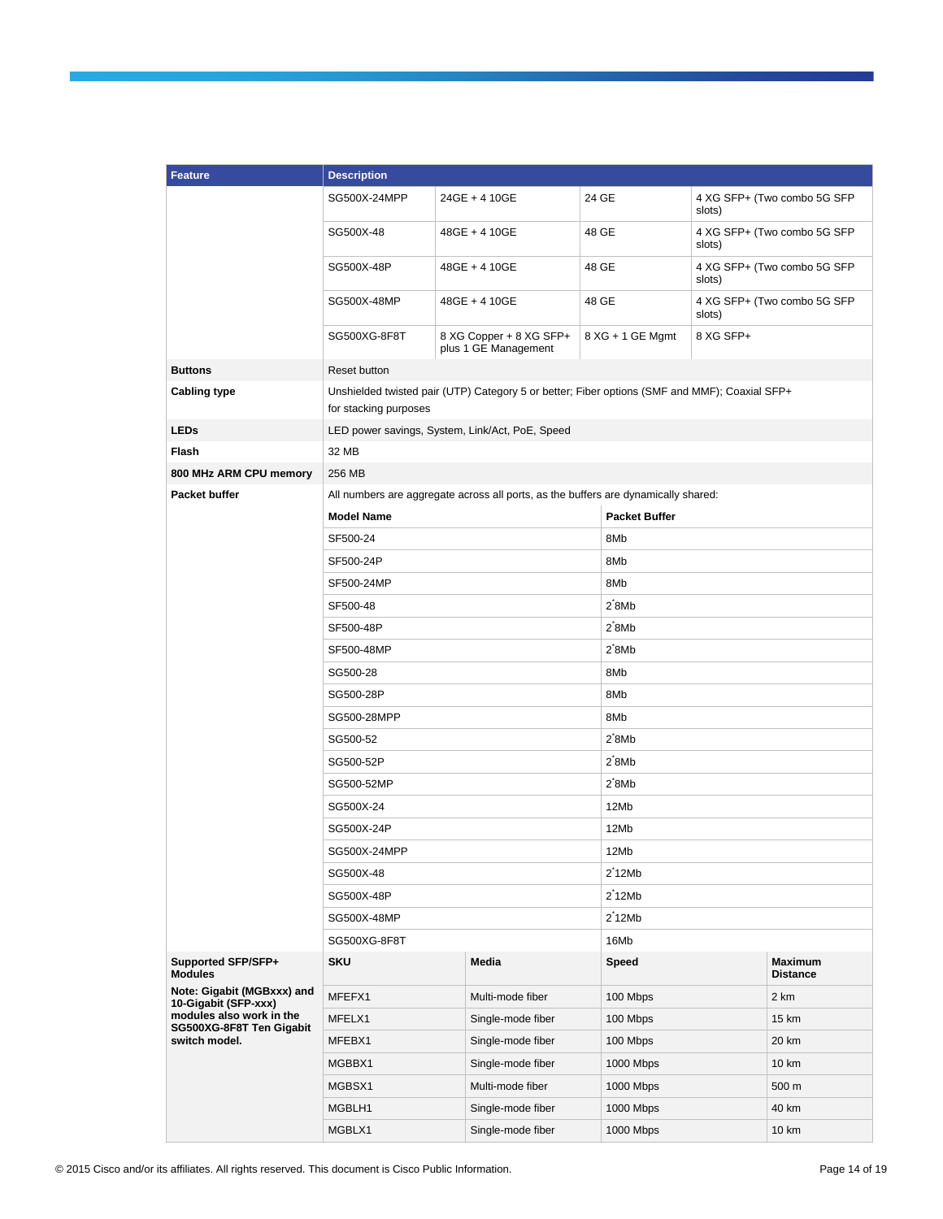| Feature | Description | | | |
|---|---|---|---|---|
| | SG500X-24MPP | 24GE + 4 10GE | 24 GE | 4 XG SFP+ (Two combo 5G SFP slots) |
| | SG500X-48 | 48GE + 4 10GE | 48 GE | 4 XG SFP+ (Two combo 5G SFP slots) |
| | SG500X-48P | 48GE + 4 10GE | 48 GE | 4 XG SFP+ (Two combo 5G SFP slots) |
| | SG500X-48MP | 48GE + 4 10GE | 48 GE | 4 XG SFP+ (Two combo 5G SFP slots) |
| | SG500XG-8F8T | 8 XG Copper + 8 XG SFP+ plus 1 GE Management | 8 XG + 1 GE Mgmt | 8 XG SFP+ |
| **Buttons** | Reset button | | | |
| **Cabling type** | Unshielded twisted pair (UTP) Category 5 or better; Fiber options (SMF and MMF); Coaxial SFP+ for stacking purposes | | | |
| **LEDs** | LED power savings, System, Link/Act, PoE, Speed | | | |
| **Flash** | 32 MB | | | |
| **800 MHz ARM CPU memory** | 256 MB | | | |
| **Packet buffer** | All numbers are aggregate across all ports, as the buffers are dynamically shared: | | | |
| | **Model Name** | | **Packet Buffer** | |
| | SF500-24 | | 8Mb | |
| | SF500-24P | | 8Mb | |
| | SF500-24MP | | 8Mb | |
| | SF500-48 | | 2*8Mb | |
| | SF500-48P | | 2*8Mb | |
| | SF500-48MP | | 2*8Mb | |
| | SG500-28 | | 8Mb | |
| | SG500-28P | | 8Mb | |
| | SG500-28MPP | | 8Mb | |
| | SG500-52 | | 2*8Mb | |
| | SG500-52P | | 2*8Mb | |
| | SG500-52MP | | 2*8Mb | |
| | SG500X-24 | | 12Mb | |
| | SG500X-24P | | 12Mb | |
| | SG500X-24MPP | | 12Mb | |
| | SG500X-48 | | 2*12Mb | |
| | SG500X-48P | | 2*12Mb | |
| | SG500X-48MP | | 2*12Mb | |
| | SG500XG-8F8T | | 16Mb | |
| **Supported SFP/SFP+ Modules**<br>**Note: Gigabit (MGBxxx) and 10-Gigabit (SFP-xxx) modules also work in the SG500XG-8F8T Ten Gigabit switch model.** | **SKU** | **Media** | **Speed** | **Maximum Distance** |
| | MFEFX1 | Multi-mode fiber | 100 Mbps | 2 km |
| | MFELX1 | Single-mode fiber | 100 Mbps | 15 km |
| | MFEBX1 | Single-mode fiber | 100 Mbps | 20 km |
| | MGBBX1 | Single-mode fiber | 1000 Mbps | 10 km |
| | MGBSX1 | Multi-mode fiber | 1000 Mbps | 500 m |
| | MGBLH1 | Single-mode fiber | 1000 Mbps | 40 km |
| | MGBLX1 | Single-mode fiber | 1000 Mbps | 10 km |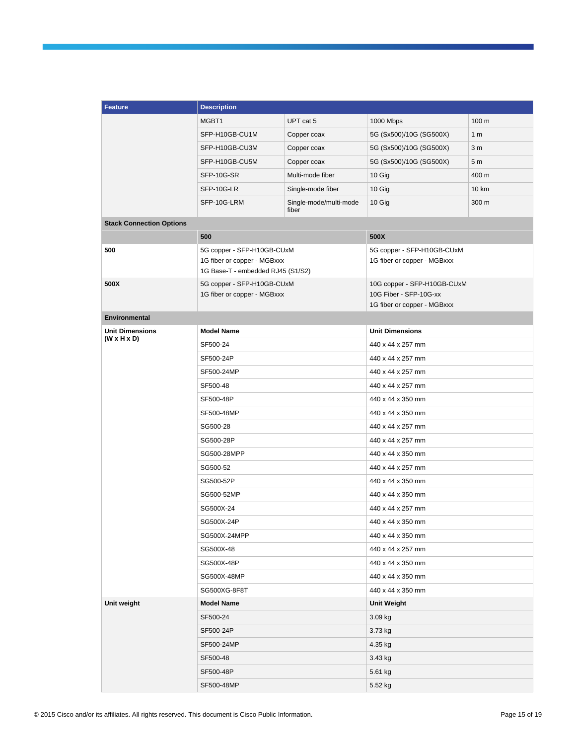| Feature | Description | | | |
|---|---|---|---|---|
| | MGBT1 | UPT cat 5 | 1000 Mbps | 100 m |
| | SFP-H10GB-CU1M | Copper coax | 5G (Sx500)/10G (SG500X) | 1 m |
| | SFP-H10GB-CU3M | Copper coax | 5G (Sx500)/10G (SG500X) | 3 m |
| | SFP-H10GB-CU5M | Copper coax | 5G (Sx500)/10G (SG500X) | 5 m |
| | SFP-10G-SR | Multi-mode fiber | 10 Gig | 400 m |
| | SFP-10G-LR | Single-mode fiber | 10 Gig | 10 km |
| | SFP-10G-LRM | Single-mode/multi-mode fiber | 10 Gig | 300 m |
| **Stack Connection Options** | | | | |
| | **500** | | **500X** | |
| **500** | 5G copper - SFP-H10GB-CUxM<br>1G fiber or copper - MGBxxx<br>1G Base-T - embedded RJ45 (S1/S2) | | 5G copper - SFP-H10GB-CUxM<br>1G fiber or copper - MGBxxx | |
| **500X** | 5G copper - SFP-H10GB-CUxM<br>1G fiber or copper - MGBxxx | | 10G copper - SFP-H10GB-CUxM<br>10G Fiber - SFP-10G-xx<br>1G fiber or copper - MGBxxx | |
| **Environmental** | | | | |
| **Unit Dimensions (W x H x D)** | **Model Name** | | **Unit Dimensions** | |
| | SF500-24 | | 440 x 44 x 257 mm | |
| | SF500-24P | | 440 x 44 x 257 mm | |
| | SF500-24MP | | 440 x 44 x 257 mm | |
| | SF500-48 | | 440 x 44 x 257 mm | |
| | SF500-48P | | 440 x 44 x 350 mm | |
| | SF500-48MP | | 440 x 44 x 350 mm | |
| | SG500-28 | | 440 x 44 x 257 mm | |
| | SG500-28P | | 440 x 44 x 257 mm | |
| | SG500-28MPP | | 440 x 44 x 350 mm | |
| | SG500-52 | | 440 x 44 x 257 mm | |
| | SG500-52P | | 440 x 44 x 350 mm | |
| | SG500-52MP | | 440 x 44 x 350 mm | |
| | SG500X-24 | | 440 x 44 x 257 mm | |
| | SG500X-24P | | 440 x 44 x 350 mm | |
| | SG500X-24MPP | | 440 x 44 x 350 mm | |
| | SG500X-48 | | 440 x 44 x 257 mm | |
| | SG500X-48P | | 440 x 44 x 350 mm | |
| | SG500X-48MP | | 440 x 44 x 350 mm | |
| | SG500XG-8F8T | | 440 x 44 x 350 mm | |
| **Unit weight** | **Model Name** | | **Unit Weight** | |
| | SF500-24 | | 3.09 kg | |
| | SF500-24P | | 3.73 kg | |
| | SF500-24MP | | 4.35 kg | |
| | SF500-48 | | 3.43 kg | |
| | SF500-48P | | 5.61 kg | |
| | SF500-48MP | | 5.52 kg | |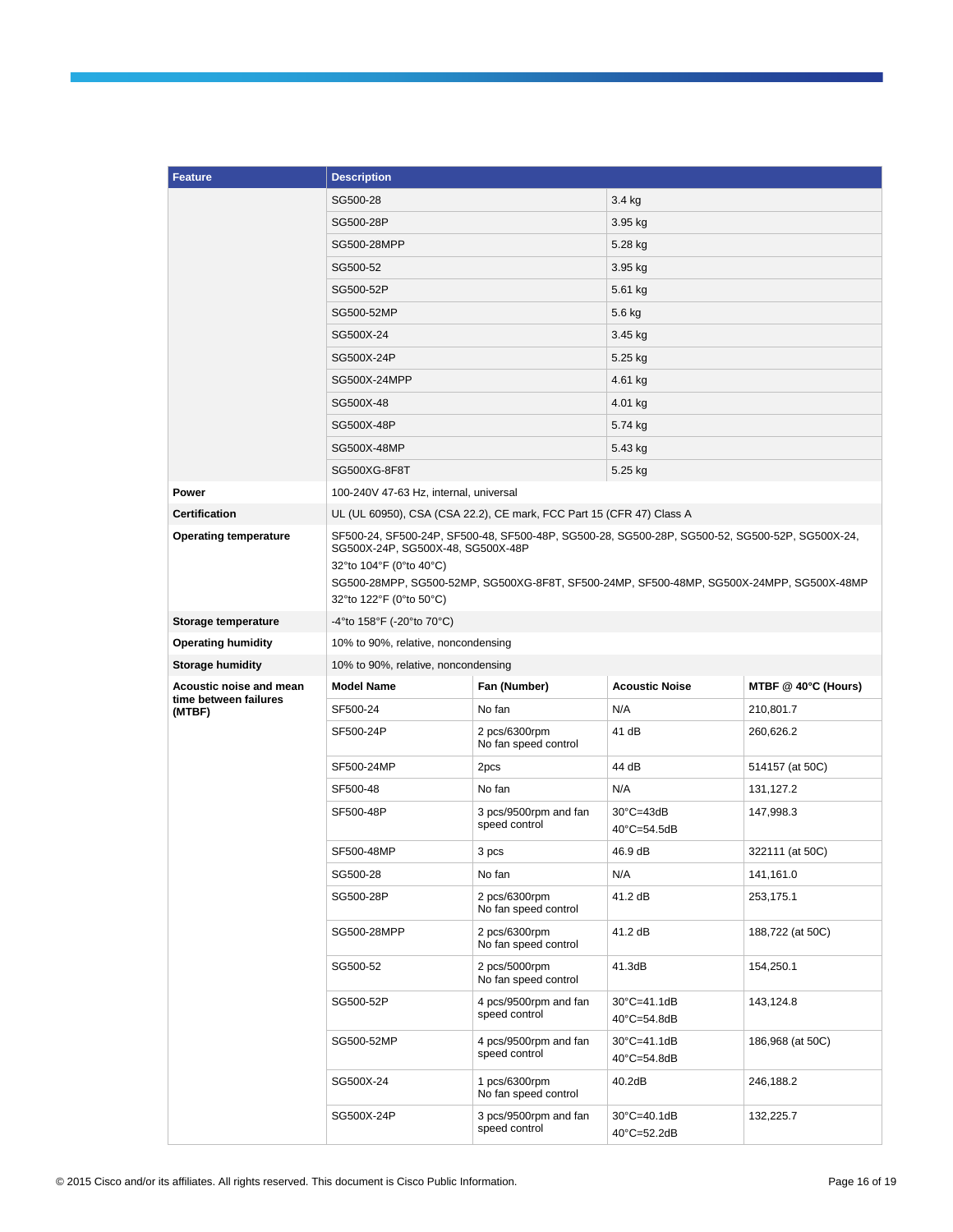| Feature | Description | | | |
|---|---|---|---|---|
| | SG500-28 | | 3.4 kg | |
| | SG500-28P | | 3.95 kg | |
| | SG500-28MPP | | 5.28 kg | |
| | SG500-52 | | 3.95 kg | |
| | SG500-52P | | 5.61 kg | |
| | SG500-52MP | | 5.6 kg | |
| | SG500X-24 | | 3.45 kg | |
| | SG500X-24P | | 5.25 kg | |
| | SG500X-24MPP | | 4.61 kg | |
| | SG500X-48 | | 4.01 kg | |
| | SG500X-48P | | 5.74 kg | |
| | SG500X-48MP | | 5.43 kg | |
| | SG500XG-8F8T | | 5.25 kg | |
| **Power** | 100-240V 47-63 Hz, internal, universal | | | |
| **Certification** | UL (UL 60950), CSA (CSA 22.2), CE mark, FCC Part 15 (CFR 47) Class A | | | |
| **Operating temperature** | SF500-24, SF500-24P, SF500-48, SF500-48P, SG500-28, SG500-28P, SG500-52, SG500-52P, SG500X-24, SG500X-24P, SG500X-48, SG500X-48P<br>32°to 104°F (0°to 40°C)<br>SG500-28MPP, SG500-52MP, SG500XG-8F8T, SF500-24MP, SF500-48MP, SG500X-24MPP, SG500X-48MP<br>32°to 122°F (0°to 50°C) | | | |
| **Storage temperature** | -4°to 158°F (-20°to 70°C) | | | |
| **Operating humidity** | 10% to 90%, relative, noncondensing | | | |
| **Storage humidity** | 10% to 90%, relative, noncondensing | | | |
| **Acoustic noise and mean time between failures (MTBF)** | **Model Name** | **Fan (Number)** | **Acoustic Noise** | **MTBF @ 40°C (Hours)** |
| | SF500-24 | No fan | N/A | 210,801.7 |
| | SF500-24P | 2 pcs/6300rpm<br>No fan speed control | 41 dB | 260,626.2 |
| | SF500-24MP | 2pcs | 44 dB | 514157 (at 50C) |
| | SF500-48 | No fan | N/A | 131,127.2 |
| | SF500-48P | 3 pcs/9500rpm and fan speed control | 30°C=43dB<br>40°C=54.5dB | 147,998.3 |
| | SF500-48MP | 3 pcs | 46.9 dB | 322111 (at 50C) |
| | SG500-28 | No fan | N/A | 141,161.0 |
| | SG500-28P | 2 pcs/6300rpm<br>No fan speed control | 41.2 dB | 253,175.1 |
| | SG500-28MPP | 2 pcs/6300rpm<br>No fan speed control | 41.2 dB | 188,722 (at 50C) |
| | SG500-52 | 2 pcs/5000rpm<br>No fan speed control | 41.3dB | 154,250.1 |
| | SG500-52P | 4 pcs/9500rpm and fan speed control | 30°C=41.1dB<br>40°C=54.8dB | 143,124.8 |
| | SG500-52MP | 4 pcs/9500rpm and fan speed control | 30°C=41.1dB<br>40°C=54.8dB | 186,968 (at 50C) |
| | SG500X-24 | 1 pcs/6300rpm<br>No fan speed control | 40.2dB | 246,188.2 |
| | SG500X-24P | 3 pcs/9500rpm and fan speed control | 30°C=40.1dB<br>40°C=52.2dB | 132,225.7 |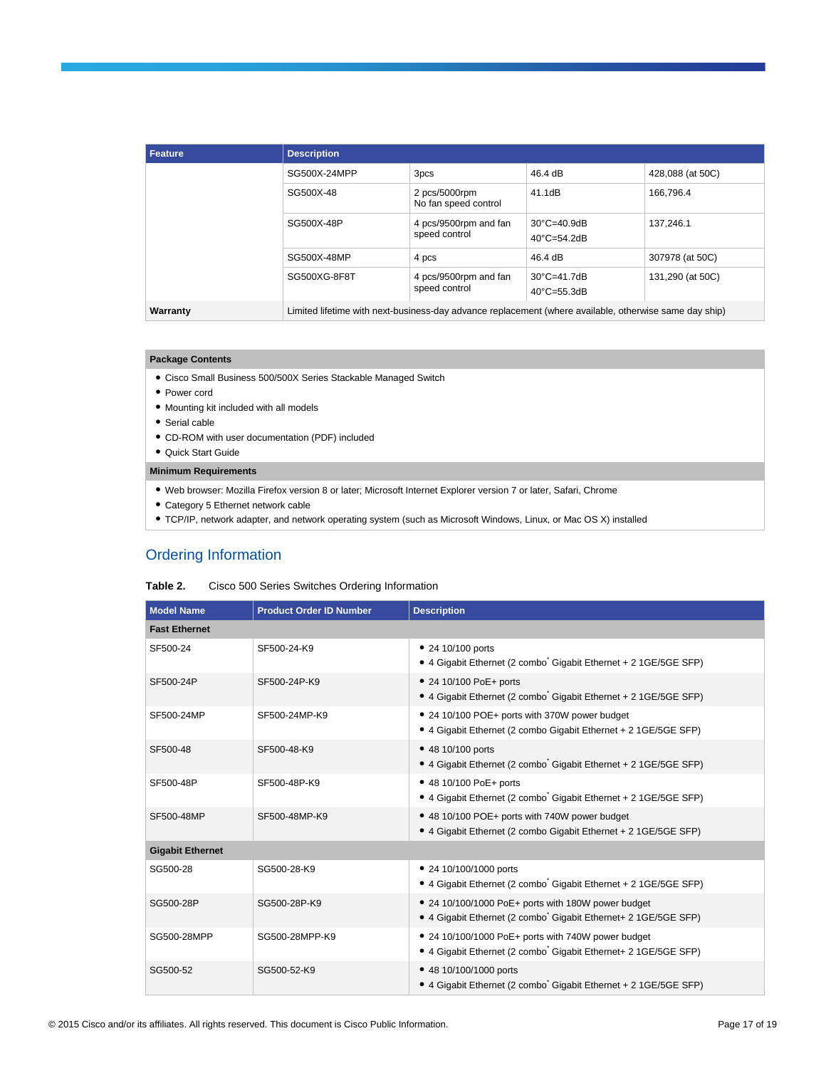| Feature | Description | | | |
|---|---|---|---|---|
| | SG500X-24MPP | 3pcs | 46.4 dB | 428,088 (at 50C) |
| | SG500X-48 | 2 pcs/5000rpm<br>No fan speed control | 41.1dB | 166,796.4 |
| | SG500X-48P | 4 pcs/9500rpm and fan speed control | 30°C=40.9dB<br>40°C=54.2dB | 137,246.1 |
| | SG500X-48MP | 4 pcs | 46.4 dB | 307978 (at 50C) |
| | SG500XG-8F8T | 4 pcs/9500rpm and fan speed control | 30°C=41.7dB<br>40°C=55.3dB | 131,290 (at 50C) |
| **Warranty** | Limited lifetime with next-business-day advance replacement (where available, otherwise same day ship) | | | |

| Package Contents |
|---|
| • Cisco Small Business 500/500X Series Stackable Managed Switch<br>• Power cord<br>• Mounting kit included with all models<br>• Serial cable<br>• CD-ROM with user documentation (PDF) included<br>• Quick Start Guide |
| **Minimum Requirements** |
| • Web browser: Mozilla Firefox version 8 or later; Microsoft Internet Explorer version 7 or later, Safari, Chrome<br>• Category 5 Ethernet network cable<br>• TCP/IP, network adapter, and network operating system (such as Microsoft Windows, Linux, or Mac OS X) installed |

## Ordering Information

**Table 2.** Cisco 500 Series Switches Ordering Information

| Model Name | Product Order ID Number | Description |
|---|---|---|
| **Fast Ethernet** | | |
| SF500-24 | SF500-24-K9 | • 24 10/100 ports<br>• 4 Gigabit Ethernet (2 combo* Gigabit Ethernet + 2 1GE/5GE SFP) |
| SF500-24P | SF500-24P-K9 | • 24 10/100 PoE+ ports<br>• 4 Gigabit Ethernet (2 combo* Gigabit Ethernet + 2 1GE/5GE SFP) |
| SF500-24MP | SF500-24MP-K9 | • 24 10/100 POE+ ports with 370W power budget<br>• 4 Gigabit Ethernet (2 combo Gigabit Ethernet + 2 1GE/5GE SFP) |
| SF500-48 | SF500-48-K9 | • 48 10/100 ports<br>• 4 Gigabit Ethernet (2 combo* Gigabit Ethernet + 2 1GE/5GE SFP) |
| SF500-48P | SF500-48P-K9 | • 48 10/100 PoE+ ports<br>• 4 Gigabit Ethernet (2 combo* Gigabit Ethernet + 2 1GE/5GE SFP) |
| SF500-48MP | SF500-48MP-K9 | • 48 10/100 POE+ ports with 740W power budget<br>• 4 Gigabit Ethernet (2 combo Gigabit Ethernet + 2 1GE/5GE SFP) |
| **Gigabit Ethernet** | | |
| SG500-28 | SG500-28-K9 | • 24 10/100/1000 ports<br>• 4 Gigabit Ethernet (2 combo* Gigabit Ethernet + 2 1GE/5GE SFP) |
| SG500-28P | SG500-28P-K9 | • 24 10/100/1000 PoE+ ports with 180W power budget<br>• 4 Gigabit Ethernet (2 combo* Gigabit Ethernet+ 2 1GE/5GE SFP) |
| SG500-28MPP | SG500-28MPP-K9 | • 24 10/100/1000 PoE+ ports with 740W power budget<br>• 4 Gigabit Ethernet (2 combo* Gigabit Ethernet+ 2 1GE/5GE SFP) |
| SG500-52 | SG500-52-K9 | • 48 10/100/1000 ports<br>• 4 Gigabit Ethernet (2 combo* Gigabit Ethernet + 2 1GE/5GE SFP) |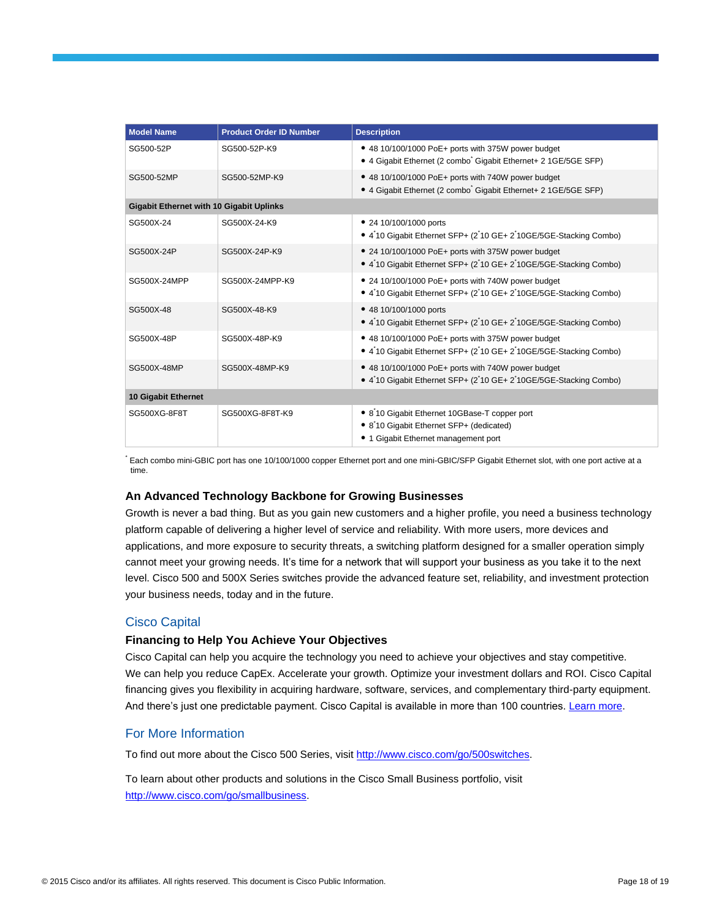| Model Name | Product Order ID Number | Description |
| --- | --- | --- |
| SG500-52P | SG500-52P-K9 | • 48 10/100/1000 PoE+ ports with 375W power budget<br>• 4 Gigabit Ethernet (2 combo* Gigabit Ethernet+ 2 1GE/5GE SFP) |
| SG500-52MP | SG500-52MP-K9 | • 48 10/100/1000 PoE+ ports with 740W power budget<br>• 4 Gigabit Ethernet (2 combo* Gigabit Ethernet+ 2 1GE/5GE SFP) |
| **Gigabit Ethernet with 10 Gigabit Uplinks** | | |
| SG500X-24 | SG500X-24-K9 | • 24 10/100/1000 ports<br>• 4*10 Gigabit Ethernet SFP+ (2*10 GE+ 2*10GE/5GE-Stacking Combo) |
| SG500X-24P | SG500X-24P-K9 | • 24 10/100/1000 PoE+ ports with 375W power budget<br>• 4*10 Gigabit Ethernet SFP+ (2*10 GE+ 2*10GE/5GE-Stacking Combo) |
| SG500X-24MPP | SG500X-24MPP-K9 | • 24 10/100/1000 PoE+ ports with 740W power budget<br>• 4*10 Gigabit Ethernet SFP+ (2*10 GE+ 2*10GE/5GE-Stacking Combo) |
| SG500X-48 | SG500X-48-K9 | • 48 10/100/1000 ports<br>• 4*10 Gigabit Ethernet SFP+ (2*10 GE+ 2*10GE/5GE-Stacking Combo) |
| SG500X-48P | SG500X-48P-K9 | • 48 10/100/1000 PoE+ ports with 375W power budget<br>• 4*10 Gigabit Ethernet SFP+ (2*10 GE+ 2*10GE/5GE-Stacking Combo) |
| SG500X-48MP | SG500X-48MP-K9 | • 48 10/100/1000 PoE+ ports with 740W power budget<br>• 4*10 Gigabit Ethernet SFP+ (2*10 GE+ 2*10GE/5GE-Stacking Combo) |
| **10 Gigabit Ethernet** | | |
| SG500XG-8F8T | SG500XG-8F8T-K9 | • 8*10 Gigabit Ethernet 10GBase-T copper port<br>• 8*10 Gigabit Ethernet SFP+ (dedicated)<br>• 1 Gigabit Ethernet management port |

* Each combo mini-GBIC port has one 10/100/1000 copper Ethernet port and one mini-GBIC/SFP Gigabit Ethernet slot, with one port active at a time.

### An Advanced Technology Backbone for Growing Businesses

Growth is never a bad thing. But as you gain new customers and a higher profile, you need a business technology platform capable of delivering a higher level of service and reliability. With more users, more devices and applications, and more exposure to security threats, a switching platform designed for a smaller operation simply cannot meet your growing needs. It's time for a network that will support your business as you take it to the next level. Cisco 500 and 500X Series switches provide the advanced feature set, reliability, and investment protection your business needs, today and in the future.

## Cisco Capital

### Financing to Help You Achieve Your Objectives

Cisco Capital can help you acquire the technology you need to achieve your objectives and stay competitive. We can help you reduce CapEx. Accelerate your growth. Optimize your investment dollars and ROI. Cisco Capital financing gives you flexibility in acquiring hardware, software, services, and complementary third-party equipment. And there's just one predictable payment. Cisco Capital is available in more than 100 countries. Learn more.

## For More Information

To find out more about the Cisco 500 Series, visit http://www.cisco.com/go/500switches.

To learn about other products and solutions in the Cisco Small Business portfolio, visit http://www.cisco.com/go/smallbusiness.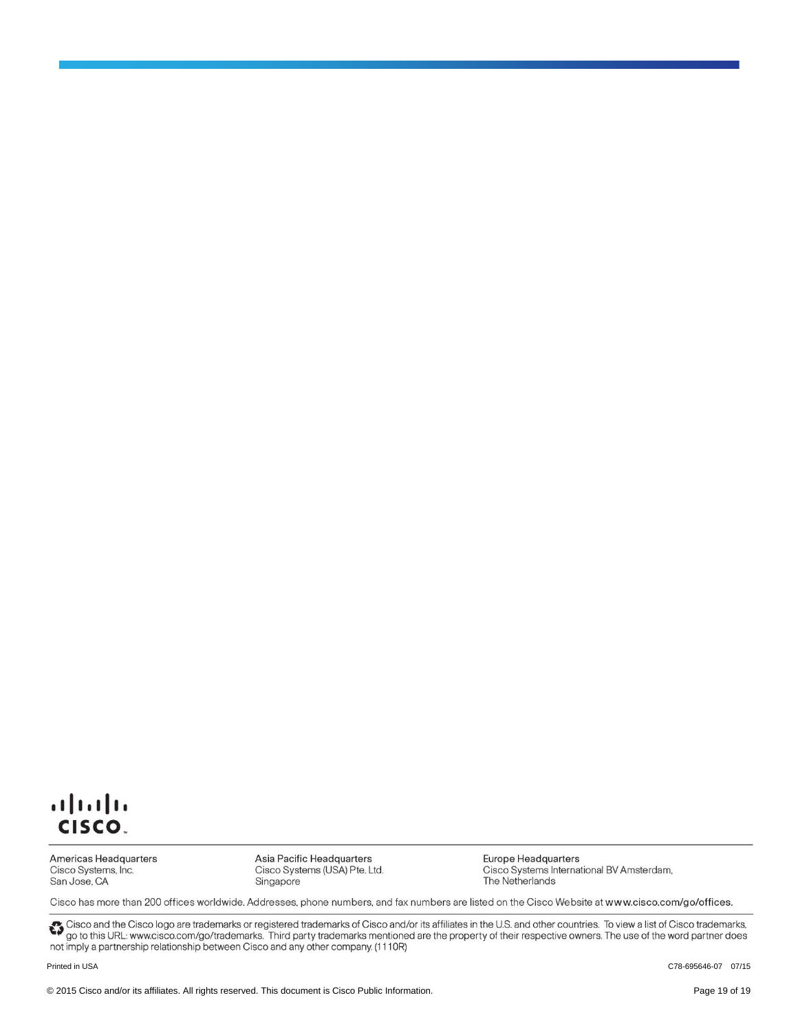Americas Headquarters
Cisco Systems, Inc.
San Jose, CA

Asia Pacific Headquarters
Cisco Systems (USA) Pte. Ltd.
Singapore

Europe Headquarters
Cisco Systems International BV Amsterdam,
The Netherlands

Cisco has more than 200 offices worldwide. Addresses, phone numbers, and fax numbers are listed on the Cisco Website at **www.cisco.com/go/offices.**

Cisco and the Cisco logo are trademarks or registered trademarks of Cisco and/or its affiliates in the U.S. and other countries. To view a list of Cisco trademarks, go to this URL: www.cisco.com/go/trademarks. Third party trademarks mentioned are the property of their respective owners. The use of the word partner does not imply a partnership relationship between Cisco and any other company. (1110R)

Printed in USA C78-695646-07 07/15